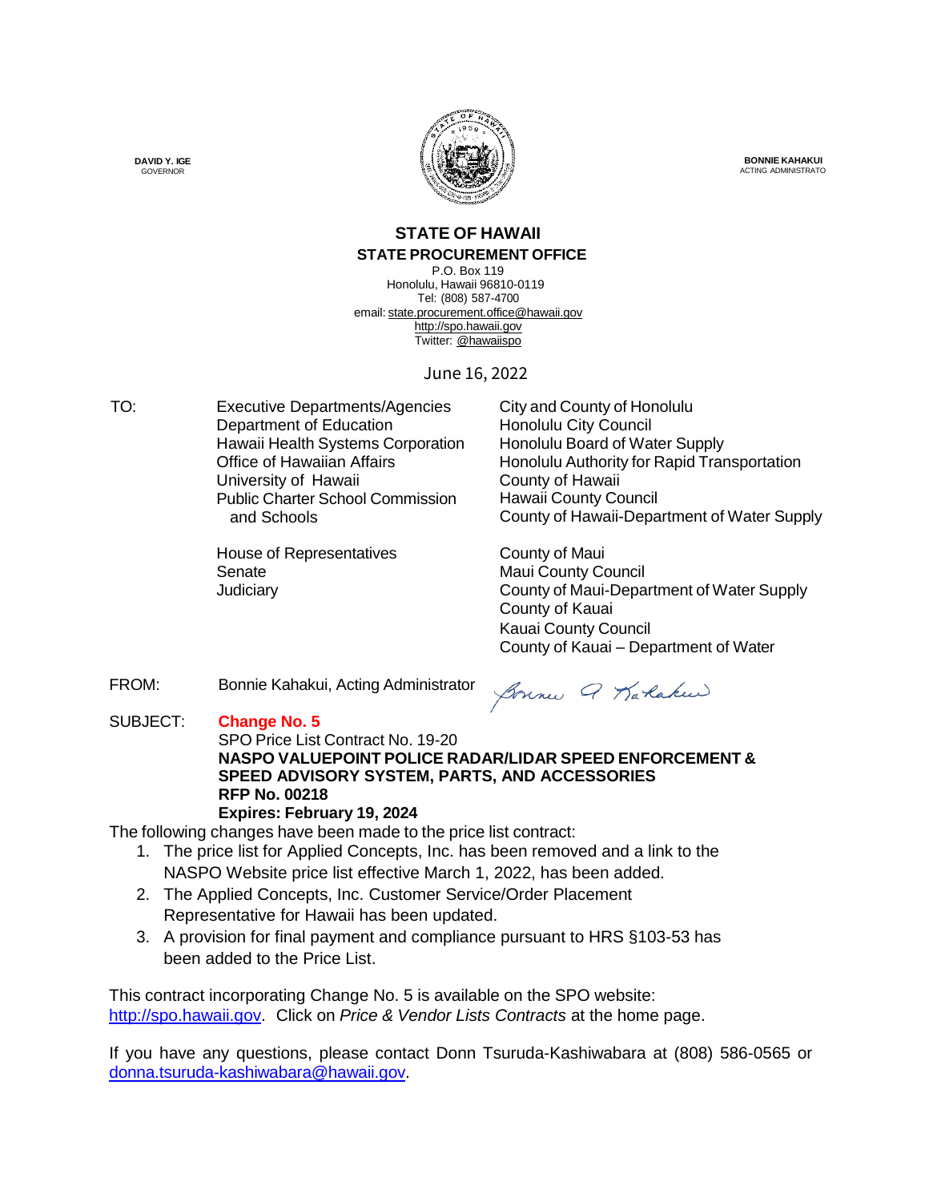DAVID Y. IGE
GOVERNOR

BONNIE KAHAKUI
ACTING ADMINISTRATO

**STATE OF HAWAII**
**STATE PROCUREMENT OFFICE**
P.O. Box 119
Honolulu, Hawaii 96810-0119
Tel: (808) 587-4700
email: state.procurement.office@hawaii.gov
http://spo.hawaii.gov
Twitter: @hawaiispo

June 16, 2022

TO:

Executive Departments/Agencies
Department of Education
Hawaii Health Systems Corporation
Office of Hawaiian Affairs
University of Hawaii
Public Charter School Commission and Schools

House of Representatives
Senate
Judiciary

City and County of Honolulu
Honolulu City Council
Honolulu Board of Water Supply
Honolulu Authority for Rapid Transportation
County of Hawaii
Hawaii County Council
County of Hawaii-Department of Water Supply

County of Maui
Maui County Council
County of Maui-Department of Water Supply
County of Kauai
Kauai County Council
County of Kauai – Department of Water

FROM: Bonnie Kahakui, Acting Administrator

SUBJECT: **Change No. 5**
SPO Price List Contract No. 19-20
**NASPO VALUEPOINT POLICE RADAR/LIDAR SPEED ENFORCEMENT & SPEED ADVISORY SYSTEM, PARTS, AND ACCESSORIES**
**RFP No. 00218**
**Expires: February 19, 2024**

The following changes have been made to the price list contract:

1. The price list for Applied Concepts, Inc. has been removed and a link to the NASPO Website price list effective March 1, 2022, has been added.
2. The Applied Concepts, Inc. Customer Service/Order Placement Representative for Hawaii has been updated.
3. A provision for final payment and compliance pursuant to HRS §103-53 has been added to the Price List.

This contract incorporating Change No. 5 is available on the SPO website: http://spo.hawaii.gov. Click on *Price & Vendor Lists Contracts* at the home page.

If you have any questions, please contact Donn Tsuruda-Kashiwabara at (808) 586-0565 or donna.tsuruda-kashiwabara@hawaii.gov.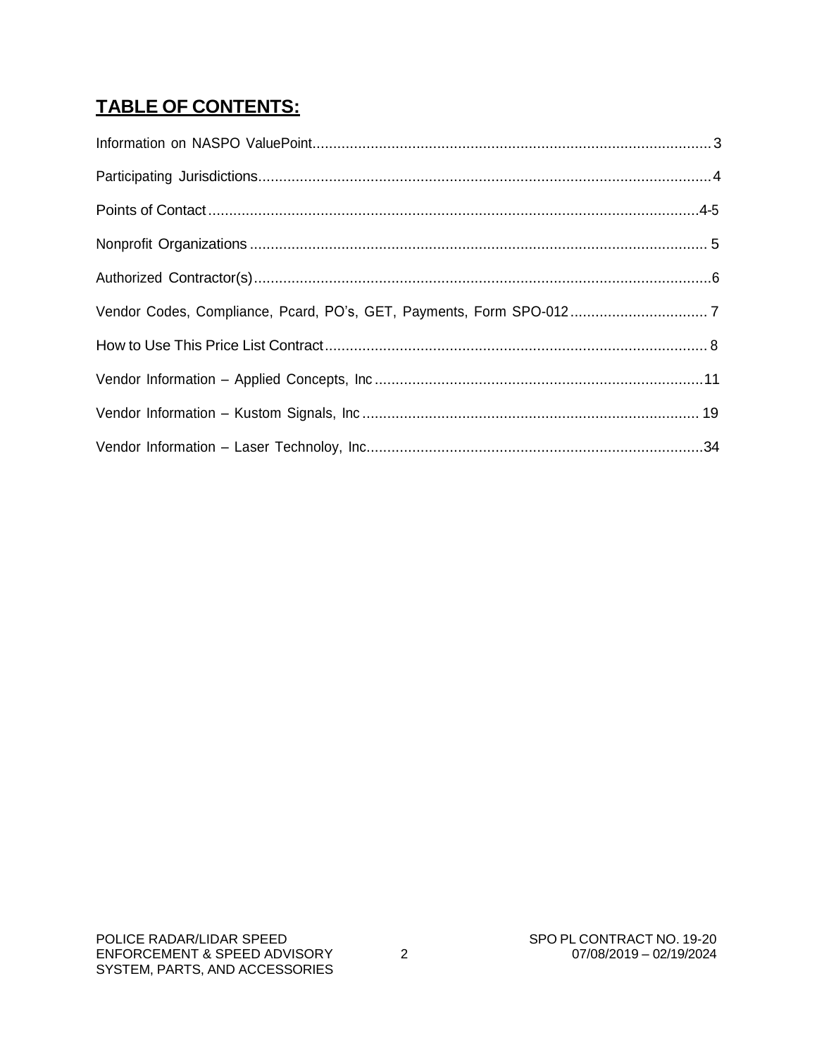## **TABLE OF CONTENTS:**

Information on NASPO ValuePoint................................................................................................3

Participating Jurisdictions.............................................................................................................4

Points of Contact......................................................................................................................4-5

Nonprofit Organizations.............................................................................................................5

Authorized Contractor(s).............................................................................................................6

Vendor Codes, Compliance, Pcard, PO's, GET, Payments, Form SPO-012.................................7

How to Use This Price List Contract...........................................................................................8

Vendor Information – Applied Concepts, Inc...............................................................................11

Vendor Information – Kustom Signals, Inc.................................................................................19

Vendor Information – Laser Technoloy, Inc.................................................................................34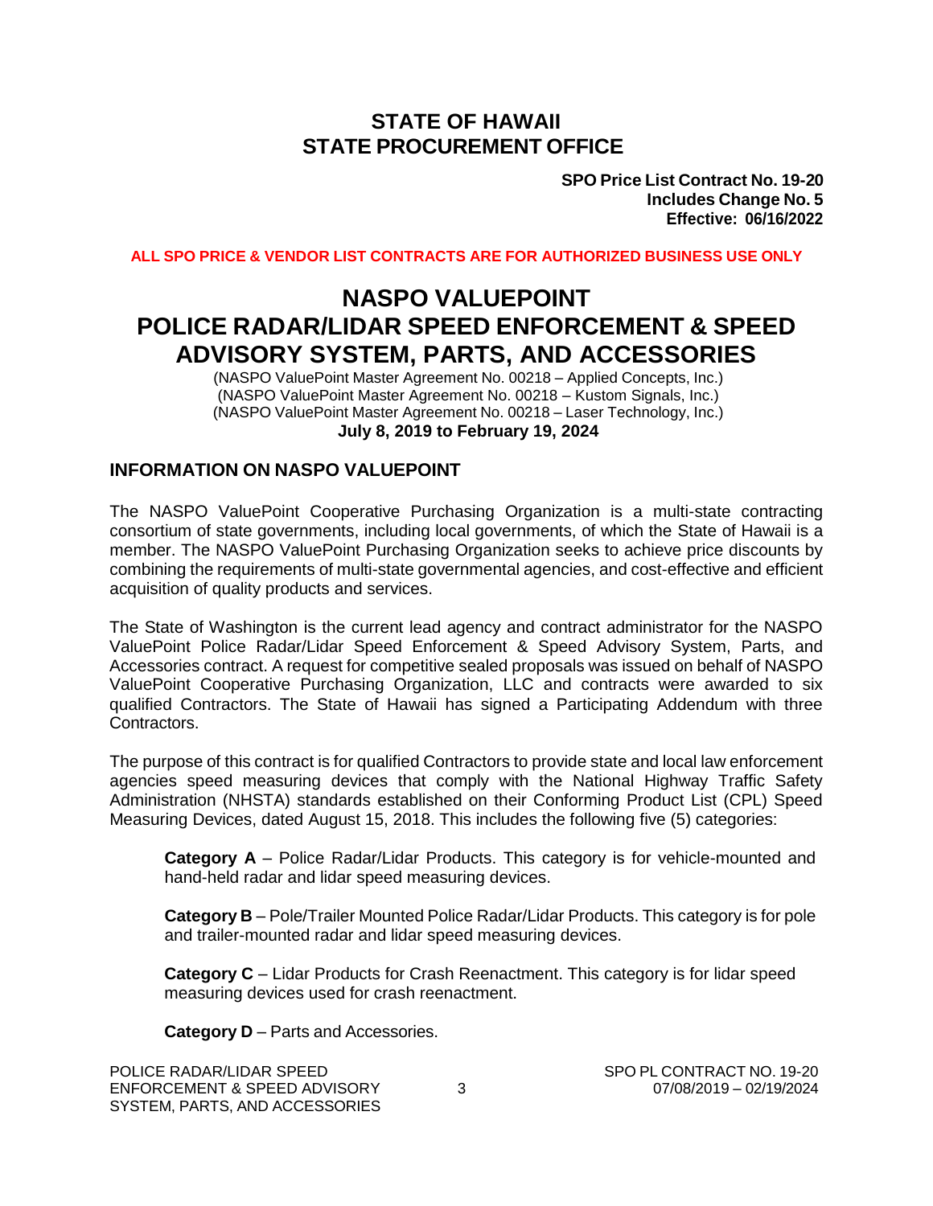# STATE OF HAWAII
# STATE PROCUREMENT OFFICE

**SPO Price List Contract No. 19-20**
**Includes Change No. 5**
**Effective: 06/16/2022**

**ALL SPO PRICE & VENDOR LIST CONTRACTS ARE FOR AUTHORIZED BUSINESS USE ONLY**

# NASPO VALUEPOINT
# POLICE RADAR/LIDAR SPEED ENFORCEMENT & SPEED ADVISORY SYSTEM, PARTS, AND ACCESSORIES

(NASPO ValuePoint Master Agreement No. 00218 – Applied Concepts, Inc.)
(NASPO ValuePoint Master Agreement No. 00218 – Kustom Signals, Inc.)
(NASPO ValuePoint Master Agreement No. 00218 – Laser Technology, Inc.)
**July 8, 2019 to February 19, 2024**

## INFORMATION ON NASPO VALUEPOINT

The NASPO ValuePoint Cooperative Purchasing Organization is a multi-state contracting consortium of state governments, including local governments, of which the State of Hawaii is a member. The NASPO ValuePoint Purchasing Organization seeks to achieve price discounts by combining the requirements of multi-state governmental agencies, and cost-effective and efficient acquisition of quality products and services.

The State of Washington is the current lead agency and contract administrator for the NASPO ValuePoint Police Radar/Lidar Speed Enforcement & Speed Advisory System, Parts, and Accessories contract. A request for competitive sealed proposals was issued on behalf of NASPO ValuePoint Cooperative Purchasing Organization, LLC and contracts were awarded to six qualified Contractors. The State of Hawaii has signed a Participating Addendum with three Contractors.

The purpose of this contract is for qualified Contractors to provide state and local law enforcement agencies speed measuring devices that comply with the National Highway Traffic Safety Administration (NHSTA) standards established on their Conforming Product List (CPL) Speed Measuring Devices, dated August 15, 2018. This includes the following five (5) categories:

**Category A** – Police Radar/Lidar Products. This category is for vehicle-mounted and hand-held radar and lidar speed measuring devices.

**Category B** – Pole/Trailer Mounted Police Radar/Lidar Products. This category is for pole and trailer-mounted radar and lidar speed measuring devices.

**Category C** – Lidar Products for Crash Reenactment. This category is for lidar speed measuring devices used for crash reenactment.

**Category D** – Parts and Accessories.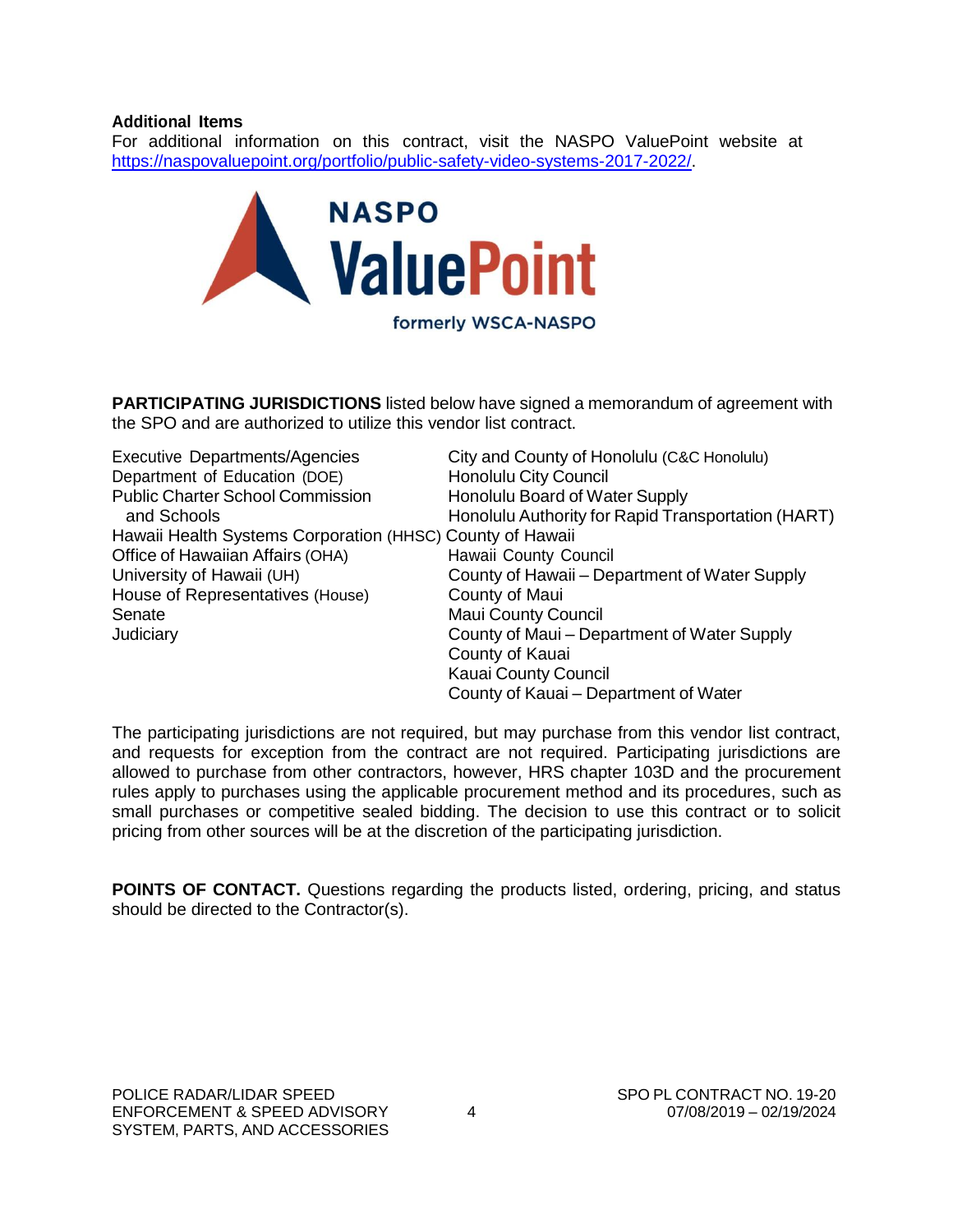**Additional Items**

For additional information on this contract, visit the NASPO ValuePoint website at https://naspovaluepoint.org/portfolio/public-safety-video-systems-2017-2022/.

**PARTICIPATING JURISDICTIONS** listed below have signed a memorandum of agreement with the SPO and are authorized to utilize this vendor list contract.

- Executive Departments/Agencies
- Department of Education (DOE)
- Public Charter School Commission and Schools
- Hawaii Health Systems Corporation (HHSC)
- Office of Hawaiian Affairs (OHA)
- University of Hawaii (UH)
- House of Representatives (House)
- Senate
- Judiciary
- City and County of Honolulu (C&C Honolulu)
- Honolulu City Council
- Honolulu Board of Water Supply
- Honolulu Authority for Rapid Transportation (HART)
- County of Hawaii
- Hawaii County Council
- County of Hawaii – Department of Water Supply
- County of Maui
- Maui County Council
- County of Maui – Department of Water Supply
- County of Kauai
- Kauai County Council
- County of Kauai – Department of Water

The participating jurisdictions are not required, but may purchase from this vendor list contract, and requests for exception from the contract are not required. Participating jurisdictions are allowed to purchase from other contractors, however, HRS chapter 103D and the procurement rules apply to purchases using the applicable procurement method and its procedures, such as small purchases or competitive sealed bidding. The decision to use this contract or to solicit pricing from other sources will be at the discretion of the participating jurisdiction.

**POINTS OF CONTACT.** Questions regarding the products listed, ordering, pricing, and status should be directed to the Contractor(s).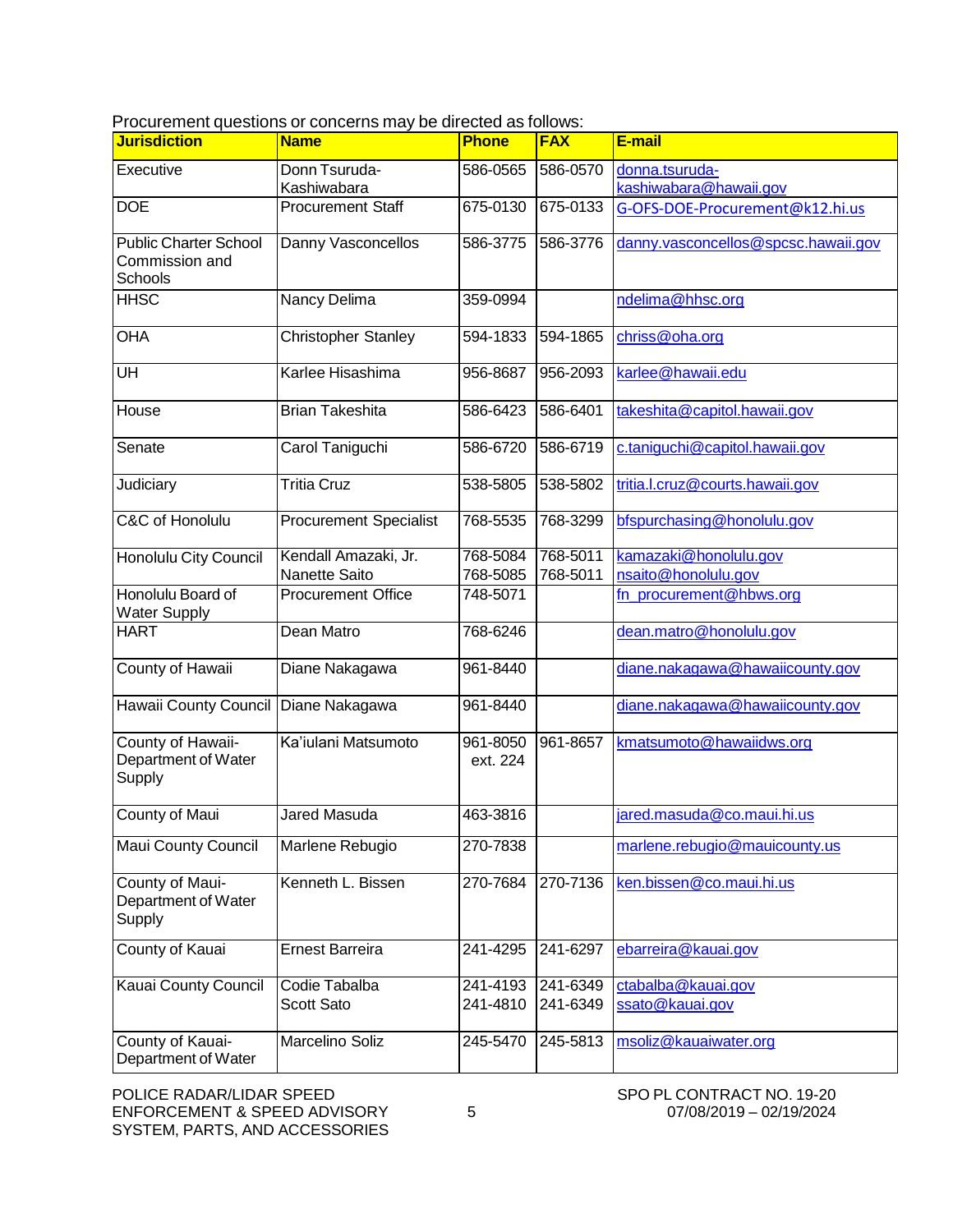Procurement questions or concerns may be directed as follows:

| Jurisdiction | Name | Phone | FAX | E-mail |
|---|---|---|---|---|
| Executive | Donn Tsuruda-Kashiwabara | 586-0565 | 586-0570 | donna.tsuruda-kashiwabara@hawaii.gov |
| DOE | Procurement Staff | 675-0130 | 675-0133 | G-OFS-DOE-Procurement@k12.hi.us |
| Public Charter School Commission and Schools | Danny Vasconcellos | 586-3775 | 586-3776 | danny.vasconcellos@spcsc.hawaii.gov |
| HHSC | Nancy Delima | 359-0994 | | ndelima@hhsc.org |
| OHA | Christopher Stanley | 594-1833 | 594-1865 | chriss@oha.org |
| UH | Karlee Hisashima | 956-8687 | 956-2093 | karlee@hawaii.edu |
| House | Brian Takeshita | 586-6423 | 586-6401 | takeshita@capitol.hawaii.gov |
| Senate | Carol Taniguchi | 586-6720 | 586-6719 | c.taniguchi@capitol.hawaii.gov |
| Judiciary | Tritia Cruz | 538-5805 | 538-5802 | tritia.l.cruz@courts.hawaii.gov |
| C&C of Honolulu | Procurement Specialist | 768-5535 | 768-3299 | bfspurchasing@honolulu.gov |
| Honolulu City Council | Kendall Amazaki, Jr.<br>Nanette Saito | 768-5084<br>768-5085 | 768-5011<br>768-5011 | kamazaki@honolulu.gov<br>nsaito@honolulu.gov |
| Honolulu Board of Water Supply | Procurement Office | 748-5071 | | fn_procurement@hbws.org |
| HART | Dean Matro | 768-6246 | | dean.matro@honolulu.gov |
| County of Hawaii | Diane Nakagawa | 961-8440 | | diane.nakagawa@hawaiicounty.gov |
| Hawaii County Council | Diane Nakagawa | 961-8440 | | diane.nakagawa@hawaiicounty.gov |
| County of Hawaii-Department of Water Supply | Ka'iulani Matsumoto | 961-8050 ext. 224 | 961-8657 | kmatsumoto@hawaiidws.org |
| County of Maui | Jared Masuda | 463-3816 | | jared.masuda@co.maui.hi.us |
| Maui County Council | Marlene Rebugio | 270-7838 | | marlene.rebugio@mauicounty.us |
| County of Maui-Department of Water Supply | Kenneth L. Bissen | 270-7684 | 270-7136 | ken.bissen@co.maui.hi.us |
| County of Kauai | Ernest Barreira | 241-4295 | 241-6297 | ebarreira@kauai.gov |
| Kauai County Council | Codie Tabalba<br>Scott Sato | 241-4193<br>241-4810 | 241-6349<br>241-6349 | ctabalba@kauai.gov<br>ssato@kauai.gov |
| County of Kauai-Department of Water | Marcelino Soliz | 245-5470 | 245-5813 | msoliz@kauaiwater.org |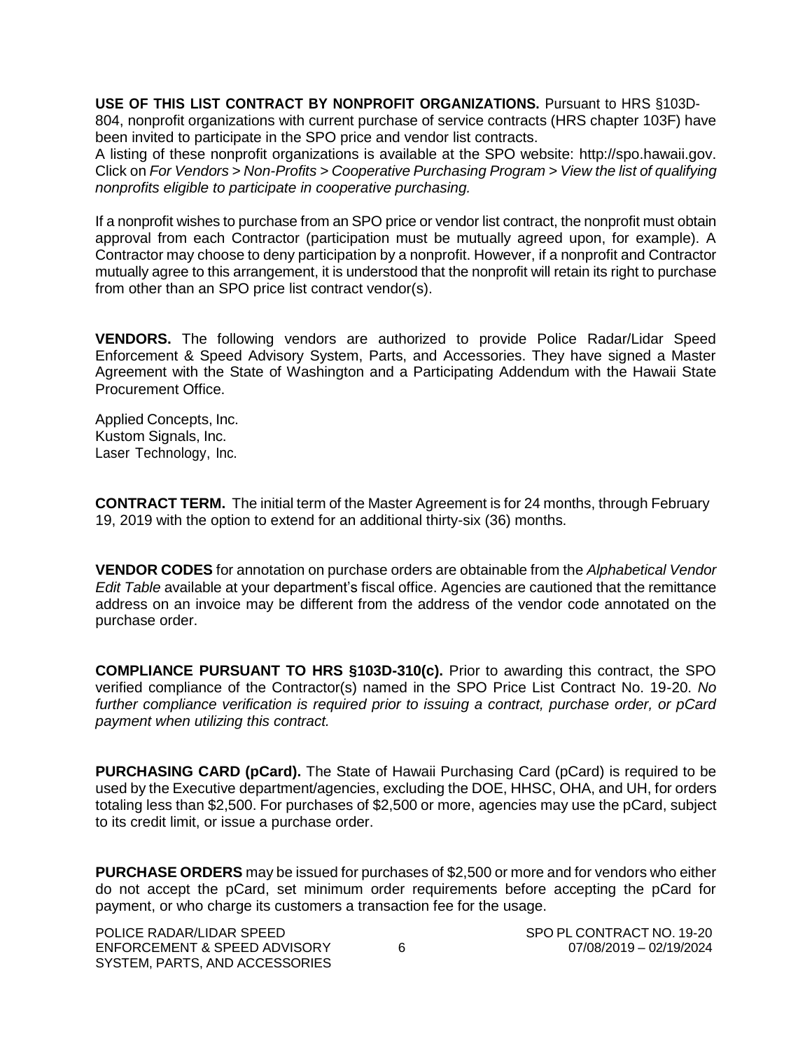**USE OF THIS LIST CONTRACT BY NONPROFIT ORGANIZATIONS.** Pursuant to HRS §103D-804, nonprofit organizations with current purchase of service contracts (HRS chapter 103F) have been invited to participate in the SPO price and vendor list contracts.
A listing of these nonprofit organizations is available at the SPO website: http://spo.hawaii.gov. Click on *For Vendors > Non-Profits > Cooperative Purchasing Program > View the list of qualifying nonprofits eligible to participate in cooperative purchasing.*

If a nonprofit wishes to purchase from an SPO price or vendor list contract, the nonprofit must obtain approval from each Contractor (participation must be mutually agreed upon, for example). A Contractor may choose to deny participation by a nonprofit. However, if a nonprofit and Contractor mutually agree to this arrangement, it is understood that the nonprofit will retain its right to purchase from other than an SPO price list contract vendor(s).

**VENDORS.** The following vendors are authorized to provide Police Radar/Lidar Speed Enforcement & Speed Advisory System, Parts, and Accessories. They have signed a Master Agreement with the State of Washington and a Participating Addendum with the Hawaii State Procurement Office.

Applied Concepts, Inc.
Kustom Signals, Inc.
Laser Technology, Inc.

**CONTRACT TERM.** The initial term of the Master Agreement is for 24 months, through February 19, 2019 with the option to extend for an additional thirty-six (36) months.

**VENDOR CODES** for annotation on purchase orders are obtainable from the *Alphabetical Vendor Edit Table* available at your department's fiscal office. Agencies are cautioned that the remittance address on an invoice may be different from the address of the vendor code annotated on the purchase order.

**COMPLIANCE PURSUANT TO HRS §103D-310(c).** Prior to awarding this contract, the SPO verified compliance of the Contractor(s) named in the SPO Price List Contract No. 19-20. *No further compliance verification is required prior to issuing a contract, purchase order, or pCard payment when utilizing this contract.*

**PURCHASING CARD (pCard).** The State of Hawaii Purchasing Card (pCard) is required to be used by the Executive department/agencies, excluding the DOE, HHSC, OHA, and UH, for orders totaling less than $2,500. For purchases of $2,500 or more, agencies may use the pCard, subject to its credit limit, or issue a purchase order.

**PURCHASE ORDERS** may be issued for purchases of $2,500 or more and for vendors who either do not accept the pCard, set minimum order requirements before accepting the pCard for payment, or who charge its customers a transaction fee for the usage.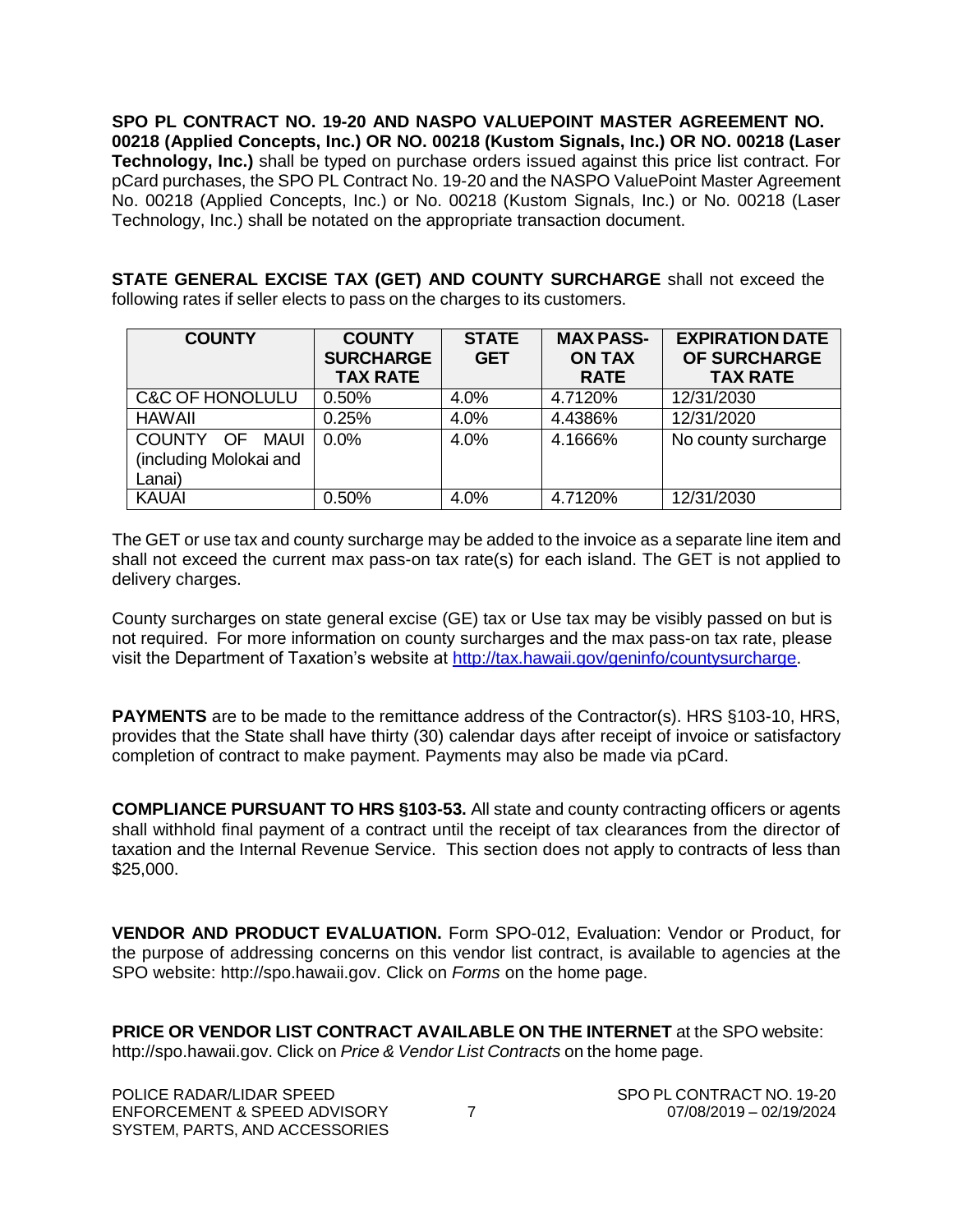**SPO PL CONTRACT NO. 19-20 AND NASPO VALUEPOINT MASTER AGREEMENT NO. 00218 (Applied Concepts, Inc.) OR NO. 00218 (Kustom Signals, Inc.) OR NO. 00218 (Laser Technology, Inc.)** shall be typed on purchase orders issued against this price list contract. For pCard purchases, the SPO PL Contract No. 19-20 and the NASPO ValuePoint Master Agreement No. 00218 (Applied Concepts, Inc.) or No. 00218 (Kustom Signals, Inc.) or No. 00218 (Laser Technology, Inc.) shall be notated on the appropriate transaction document.

**STATE GENERAL EXCISE TAX (GET) AND COUNTY SURCHARGE** shall not exceed the following rates if seller elects to pass on the charges to its customers.

| COUNTY | COUNTY SURCHARGE TAX RATE | STATE GET | MAX PASS-ON TAX RATE | EXPIRATION DATE OF SURCHARGE TAX RATE |
|---|---|---|---|---|
| C&C OF HONOLULU | 0.50% | 4.0% | 4.7120% | 12/31/2030 |
| HAWAII | 0.25% | 4.0% | 4.4386% | 12/31/2020 |
| COUNTY OF MAUI (including Molokai and Lanai) | 0.0% | 4.0% | 4.1666% | No county surcharge |
| KAUAI | 0.50% | 4.0% | 4.7120% | 12/31/2030 |

The GET or use tax and county surcharge may be added to the invoice as a separate line item and shall not exceed the current max pass-on tax rate(s) for each island. The GET is not applied to delivery charges.

County surcharges on state general excise (GE) tax or Use tax may be visibly passed on but is not required. For more information on county surcharges and the max pass-on tax rate, please visit the Department of Taxation's website at http://tax.hawaii.gov/geninfo/countysurcharge.

**PAYMENTS** are to be made to the remittance address of the Contractor(s). HRS §103-10, HRS, provides that the State shall have thirty (30) calendar days after receipt of invoice or satisfactory completion of contract to make payment. Payments may also be made via pCard.

**COMPLIANCE PURSUANT TO HRS §103-53.** All state and county contracting officers or agents shall withhold final payment of a contract until the receipt of tax clearances from the director of taxation and the Internal Revenue Service. This section does not apply to contracts of less than $25,000.

**VENDOR AND PRODUCT EVALUATION.** Form SPO-012, Evaluation: Vendor or Product, for the purpose of addressing concerns on this vendor list contract, is available to agencies at the SPO website: http://spo.hawaii.gov. Click on *Forms* on the home page.

**PRICE OR VENDOR LIST CONTRACT AVAILABLE ON THE INTERNET** at the SPO website: http://spo.hawaii.gov. Click on *Price & Vendor List Contracts* on the home page.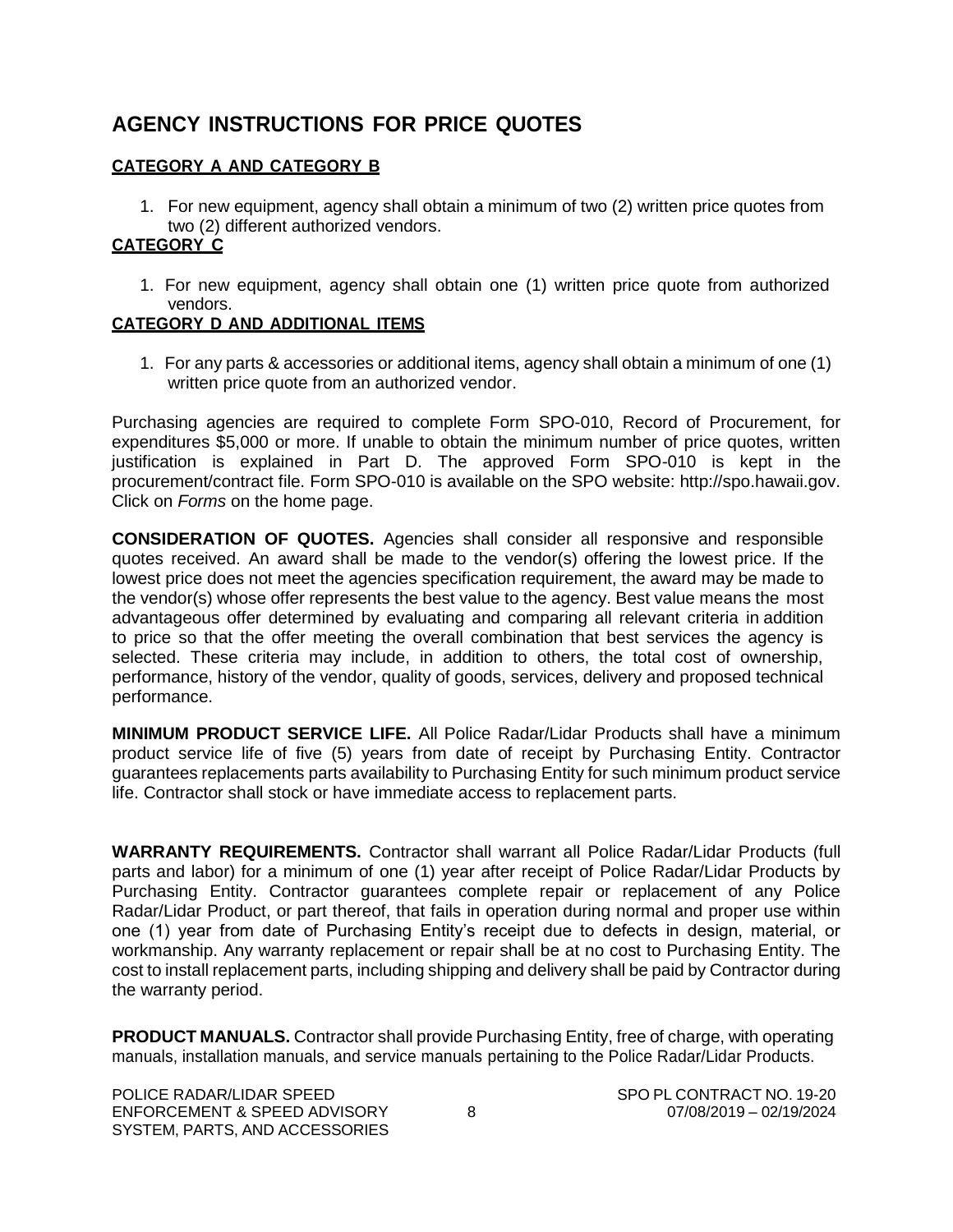## AGENCY INSTRUCTIONS FOR PRICE QUOTES

**CATEGORY A AND CATEGORY B**

1. For new equipment, agency shall obtain a minimum of two (2) written price quotes from two (2) different authorized vendors.

**CATEGORY C**

1. For new equipment, agency shall obtain one (1) written price quote from authorized vendors.

**CATEGORY D AND ADDITIONAL ITEMS**

1. For any parts & accessories or additional items, agency shall obtain a minimum of one (1) written price quote from an authorized vendor.

Purchasing agencies are required to complete Form SPO-010, Record of Procurement, for expenditures $5,000 or more. If unable to obtain the minimum number of price quotes, written justification is explained in Part D. The approved Form SPO-010 is kept in the procurement/contract file. Form SPO-010 is available on the SPO website: http://spo.hawaii.gov. Click on *Forms* on the home page.

**CONSIDERATION OF QUOTES.** Agencies shall consider all responsive and responsible quotes received. An award shall be made to the vendor(s) offering the lowest price. If the lowest price does not meet the agencies specification requirement, the award may be made to the vendor(s) whose offer represents the best value to the agency. Best value means the most advantageous offer determined by evaluating and comparing all relevant criteria in addition to price so that the offer meeting the overall combination that best services the agency is selected. These criteria may include, in addition to others, the total cost of ownership, performance, history of the vendor, quality of goods, services, delivery and proposed technical performance.

**MINIMUM PRODUCT SERVICE LIFE.** All Police Radar/Lidar Products shall have a minimum product service life of five (5) years from date of receipt by Purchasing Entity. Contractor guarantees replacements parts availability to Purchasing Entity for such minimum product service life. Contractor shall stock or have immediate access to replacement parts.

**WARRANTY REQUIREMENTS.** Contractor shall warrant all Police Radar/Lidar Products (full parts and labor) for a minimum of one (1) year after receipt of Police Radar/Lidar Products by Purchasing Entity. Contractor guarantees complete repair or replacement of any Police Radar/Lidar Product, or part thereof, that fails in operation during normal and proper use within one (1) year from date of Purchasing Entity's receipt due to defects in design, material, or workmanship. Any warranty replacement or repair shall be at no cost to Purchasing Entity. The cost to install replacement parts, including shipping and delivery shall be paid by Contractor during the warranty period.

**PRODUCT MANUALS.** Contractor shall provide Purchasing Entity, free of charge, with operating manuals, installation manuals, and service manuals pertaining to the Police Radar/Lidar Products.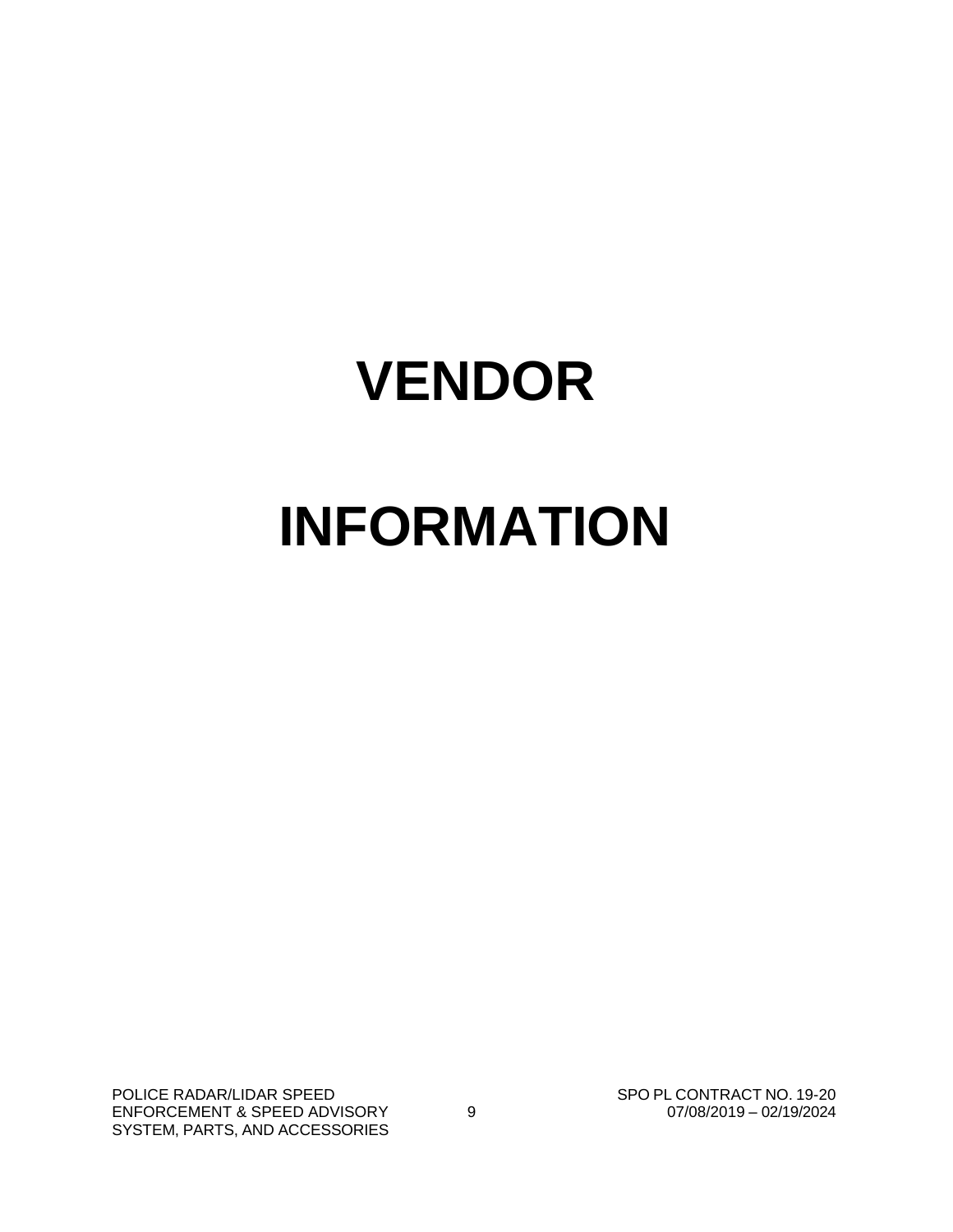# VENDOR

# INFORMATION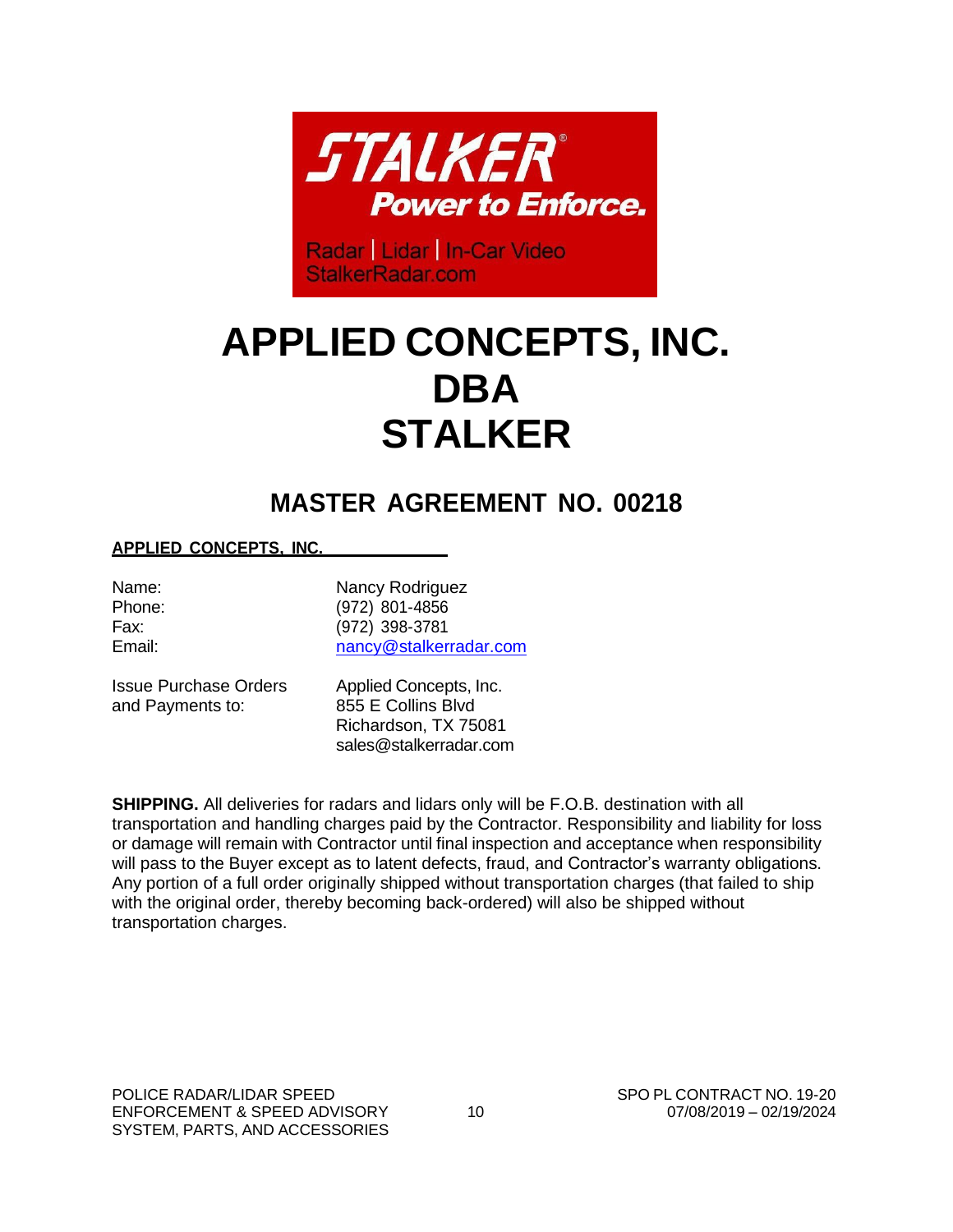# APPLIED CONCEPTS, INC.
# DBA
# STALKER

## MASTER AGREEMENT NO. 00218

**APPLIED CONCEPTS, INC.**

| | |
|---|---|
| Name: | Nancy Rodriguez |
| Phone: | (972) 801-4856 |
| Fax: | (972) 398-3781 |
| Email: | nancy@stalkerradar.com |

| | |
|---|---|
| Issue Purchase Orders and Payments to: | Applied Concepts, Inc.<br>855 E Collins Blvd<br>Richardson, TX 75081<br>sales@stalkerradar.com |

**SHIPPING.** All deliveries for radars and lidars only will be F.O.B. destination with all transportation and handling charges paid by the Contractor. Responsibility and liability for loss or damage will remain with Contractor until final inspection and acceptance when responsibility will pass to the Buyer except as to latent defects, fraud, and Contractor's warranty obligations. Any portion of a full order originally shipped without transportation charges (that failed to ship with the original order, thereby becoming back-ordered) will also be shipped without transportation charges.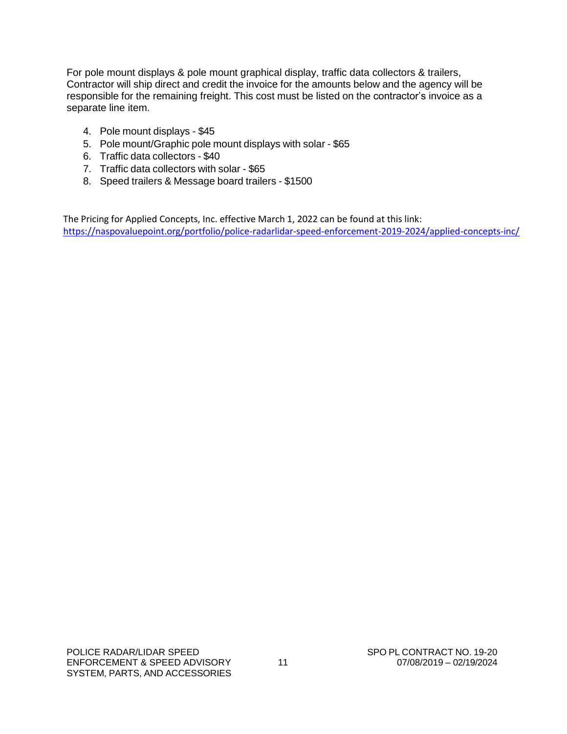For pole mount displays & pole mount graphical display, traffic data collectors & trailers, Contractor will ship direct and credit the invoice for the amounts below and the agency will be responsible for the remaining freight. This cost must be listed on the contractor's invoice as a separate line item.

4. Pole mount displays - $45
5. Pole mount/Graphic pole mount displays with solar - $65
6. Traffic data collectors - $40
7. Traffic data collectors with solar - $65
8. Speed trailers & Message board trailers - $1500

The Pricing for Applied Concepts, Inc. effective March 1, 2022 can be found at this link: https://naspovaluepoint.org/portfolio/police-radarlidar-speed-enforcement-2019-2024/applied-concepts-inc/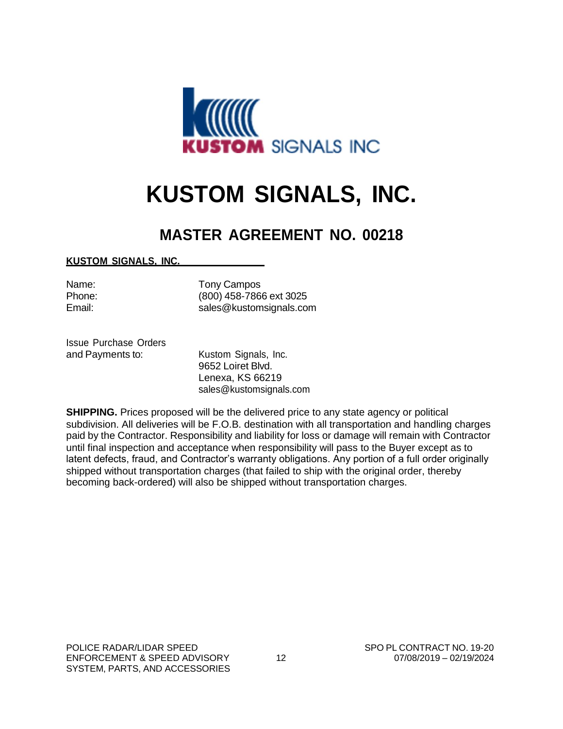# KUSTOM SIGNALS, INC.

## MASTER AGREEMENT NO. 00218

**KUSTOM SIGNALS, INC.**

| | |
|---|---|
| Name: | Tony Campos |
| Phone: | (800) 458-7866 ext 3025 |
| Email: | sales@kustomsignals.com |

| | |
|---|---|
| Issue Purchase Orders and Payments to: | Kustom Signals, Inc.<br>9652 Loiret Blvd.<br>Lenexa, KS 66219<br>sales@kustomsignals.com |

**SHIPPING.** Prices proposed will be the delivered price to any state agency or political subdivision. All deliveries will be F.O.B. destination with all transportation and handling charges paid by the Contractor. Responsibility and liability for loss or damage will remain with Contractor until final inspection and acceptance when responsibility will pass to the Buyer except as to latent defects, fraud, and Contractor's warranty obligations. Any portion of a full order originally shipped without transportation charges (that failed to ship with the original order, thereby becoming back-ordered) will also be shipped without transportation charges.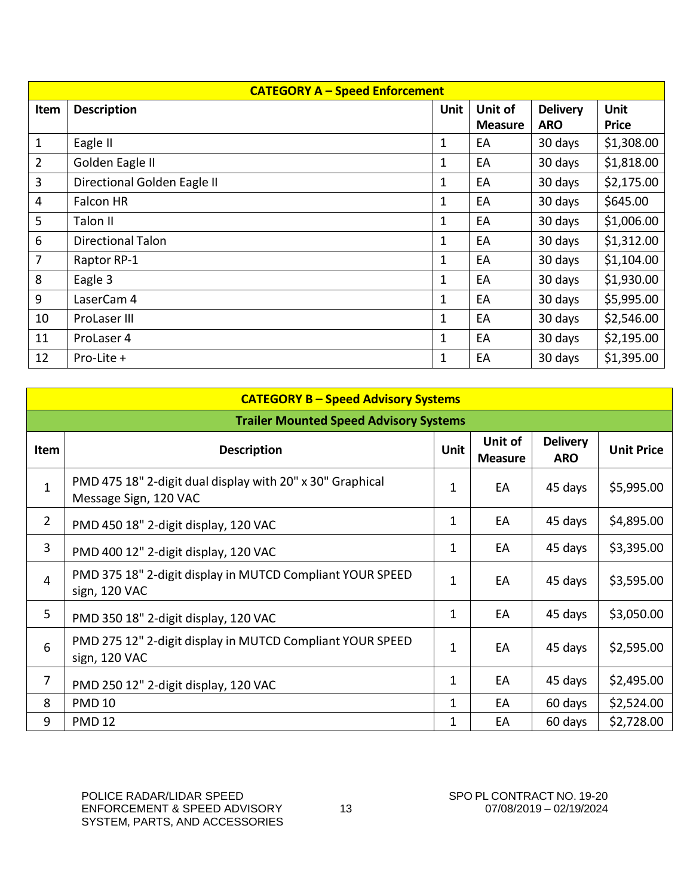| CATEGORY A – Speed Enforcement | | | | | |
|---|---|---|---|---|---|
| **Item** | **Description** | **Unit** | **Unit of Measure** | **Delivery ARO** | **Unit Price** |
| 1 | Eagle II | 1 | EA | 30 days | $1,308.00 |
| 2 | Golden Eagle II | 1 | EA | 30 days | $1,818.00 |
| 3 | Directional Golden Eagle II | 1 | EA | 30 days | $2,175.00 |
| 4 | Falcon HR | 1 | EA | 30 days | $645.00 |
| 5 | Talon II | 1 | EA | 30 days | $1,006.00 |
| 6 | Directional Talon | 1 | EA | 30 days | $1,312.00 |
| 7 | Raptor RP-1 | 1 | EA | 30 days | $1,104.00 |
| 8 | Eagle 3 | 1 | EA | 30 days | $1,930.00 |
| 9 | LaserCam 4 | 1 | EA | 30 days | $5,995.00 |
| 10 | ProLaser III | 1 | EA | 30 days | $2,546.00 |
| 11 | ProLaser 4 | 1 | EA | 30 days | $2,195.00 |
| 12 | Pro-Lite + | 1 | EA | 30 days | $1,395.00 |

| CATEGORY B – Speed Advisory Systems | | | | | |
|---|---|---|---|---|---|
| **Trailer Mounted Speed Advisory Systems** | | | | | |
| **Item** | **Description** | **Unit** | **Unit of Measure** | **Delivery ARO** | **Unit Price** |
| 1 | PMD 475 18" 2-digit dual display with 20" x 30" Graphical Message Sign, 120 VAC | 1 | EA | 45 days | $5,995.00 |
| 2 | PMD 450 18" 2-digit display, 120 VAC | 1 | EA | 45 days | $4,895.00 |
| 3 | PMD 400 12" 2-digit display, 120 VAC | 1 | EA | 45 days | $3,395.00 |
| 4 | PMD 375 18" 2-digit display in MUTCD Compliant YOUR SPEED sign, 120 VAC | 1 | EA | 45 days | $3,595.00 |
| 5 | PMD 350 18" 2-digit display, 120 VAC | 1 | EA | 45 days | $3,050.00 |
| 6 | PMD 275 12" 2-digit display in MUTCD Compliant YOUR SPEED sign, 120 VAC | 1 | EA | 45 days | $2,595.00 |
| 7 | PMD 250 12" 2-digit display, 120 VAC | 1 | EA | 45 days | $2,495.00 |
| 8 | PMD 10 | 1 | EA | 60 days | $2,524.00 |
| 9 | PMD 12 | 1 | EA | 60 days | $2,728.00 |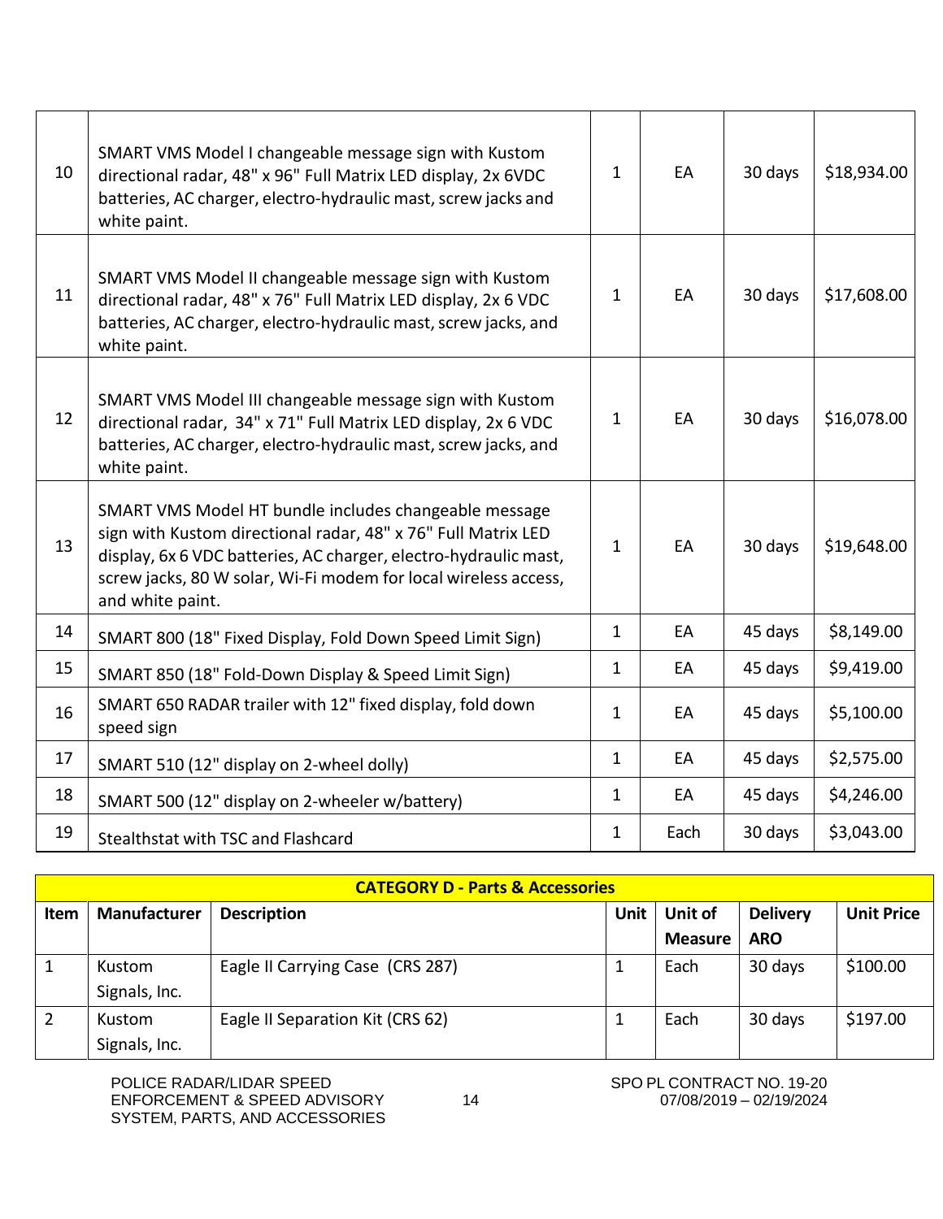| | | | | | |
|---|---|---|---|---|---|
| 10 | SMART VMS Model I changeable message sign with Kustom directional radar, 48" x 96" Full Matrix LED display, 2x 6VDC batteries, AC charger, electro-hydraulic mast, screw jacks and white paint. | 1 | EA | 30 days | $18,934.00 |
| 11 | SMART VMS Model II changeable message sign with Kustom directional radar, 48" x 76" Full Matrix LED display, 2x 6 VDC batteries, AC charger, electro-hydraulic mast, screw jacks, and white paint. | 1 | EA | 30 days | $17,608.00 |
| 12 | SMART VMS Model III changeable message sign with Kustom directional radar, 34" x 71" Full Matrix LED display, 2x 6 VDC batteries, AC charger, electro-hydraulic mast, screw jacks, and white paint. | 1 | EA | 30 days | $16,078.00 |
| 13 | SMART VMS Model HT bundle includes changeable message sign with Kustom directional radar, 48" x 76" Full Matrix LED display, 6x 6 VDC batteries, AC charger, electro-hydraulic mast, screw jacks, 80 W solar, Wi-Fi modem for local wireless access, and white paint. | 1 | EA | 30 days | $19,648.00 |
| 14 | SMART 800 (18" Fixed Display, Fold Down Speed Limit Sign) | 1 | EA | 45 days | $8,149.00 |
| 15 | SMART 850 (18" Fold-Down Display & Speed Limit Sign) | 1 | EA | 45 days | $9,419.00 |
| 16 | SMART 650 RADAR trailer with 12" fixed display, fold down speed sign | 1 | EA | 45 days | $5,100.00 |
| 17 | SMART 510 (12" display on 2-wheel dolly) | 1 | EA | 45 days | $2,575.00 |
| 18 | SMART 500 (12" display on 2-wheeler w/battery) | 1 | EA | 45 days | $4,246.00 |
| 19 | Stealthstat with TSC and Flashcard | 1 | Each | 30 days | $3,043.00 |

| **CATEGORY D - Parts & Accessories** | | | | | | |
|---|---|---|---|---|---|---|
| **Item** | **Manufacturer** | **Description** | **Unit** | **Unit of Measure** | **Delivery ARO** | **Unit Price** |
| 1 | Kustom Signals, Inc. | Eagle II Carrying Case (CRS 287) | 1 | Each | 30 days | $100.00 |
| 2 | Kustom Signals, Inc. | Eagle II Separation Kit (CRS 62) | 1 | Each | 30 days | $197.00 |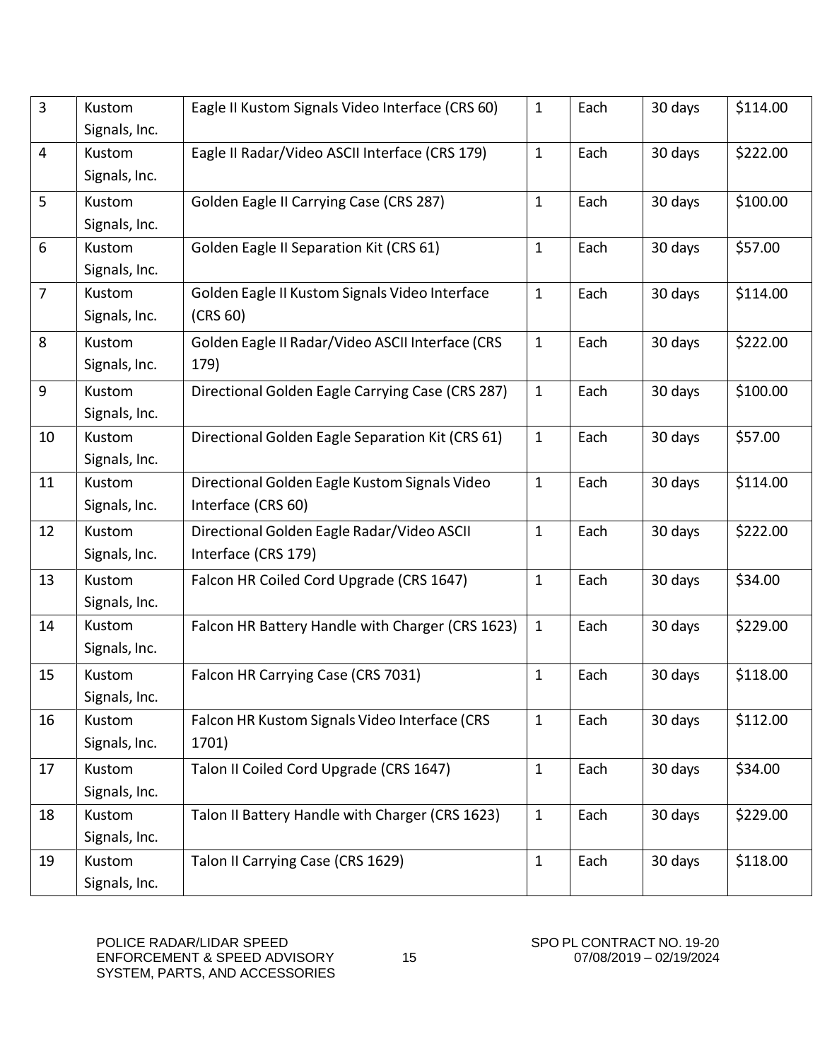| 3 | Kustom Signals, Inc. | Eagle II Kustom Signals Video Interface (CRS 60) | 1 | Each | 30 days | $114.00 |
|---|---|---|---|---|---|---|
| 4 | Kustom Signals, Inc. | Eagle II Radar/Video ASCII Interface (CRS 179) | 1 | Each | 30 days | $222.00 |
| 5 | Kustom Signals, Inc. | Golden Eagle II Carrying Case (CRS 287) | 1 | Each | 30 days | $100.00 |
| 6 | Kustom Signals, Inc. | Golden Eagle II Separation Kit (CRS 61) | 1 | Each | 30 days | $57.00 |
| 7 | Kustom Signals, Inc. | Golden Eagle II Kustom Signals Video Interface (CRS 60) | 1 | Each | 30 days | $114.00 |
| 8 | Kustom Signals, Inc. | Golden Eagle II Radar/Video ASCII Interface (CRS 179) | 1 | Each | 30 days | $222.00 |
| 9 | Kustom Signals, Inc. | Directional Golden Eagle Carrying Case (CRS 287) | 1 | Each | 30 days | $100.00 |
| 10 | Kustom Signals, Inc. | Directional Golden Eagle Separation Kit (CRS 61) | 1 | Each | 30 days | $57.00 |
| 11 | Kustom Signals, Inc. | Directional Golden Eagle Kustom Signals Video Interface (CRS 60) | 1 | Each | 30 days | $114.00 |
| 12 | Kustom Signals, Inc. | Directional Golden Eagle Radar/Video ASCII Interface (CRS 179) | 1 | Each | 30 days | $222.00 |
| 13 | Kustom Signals, Inc. | Falcon HR Coiled Cord Upgrade (CRS 1647) | 1 | Each | 30 days | $34.00 |
| 14 | Kustom Signals, Inc. | Falcon HR Battery Handle with Charger (CRS 1623) | 1 | Each | 30 days | $229.00 |
| 15 | Kustom Signals, Inc. | Falcon HR Carrying Case (CRS 7031) | 1 | Each | 30 days | $118.00 |
| 16 | Kustom Signals, Inc. | Falcon HR Kustom Signals Video Interface (CRS 1701) | 1 | Each | 30 days | $112.00 |
| 17 | Kustom Signals, Inc. | Talon II Coiled Cord Upgrade (CRS 1647) | 1 | Each | 30 days | $34.00 |
| 18 | Kustom Signals, Inc. | Talon II Battery Handle with Charger (CRS 1623) | 1 | Each | 30 days | $229.00 |
| 19 | Kustom Signals, Inc. | Talon II Carrying Case (CRS 1629) | 1 | Each | 30 days | $118.00 |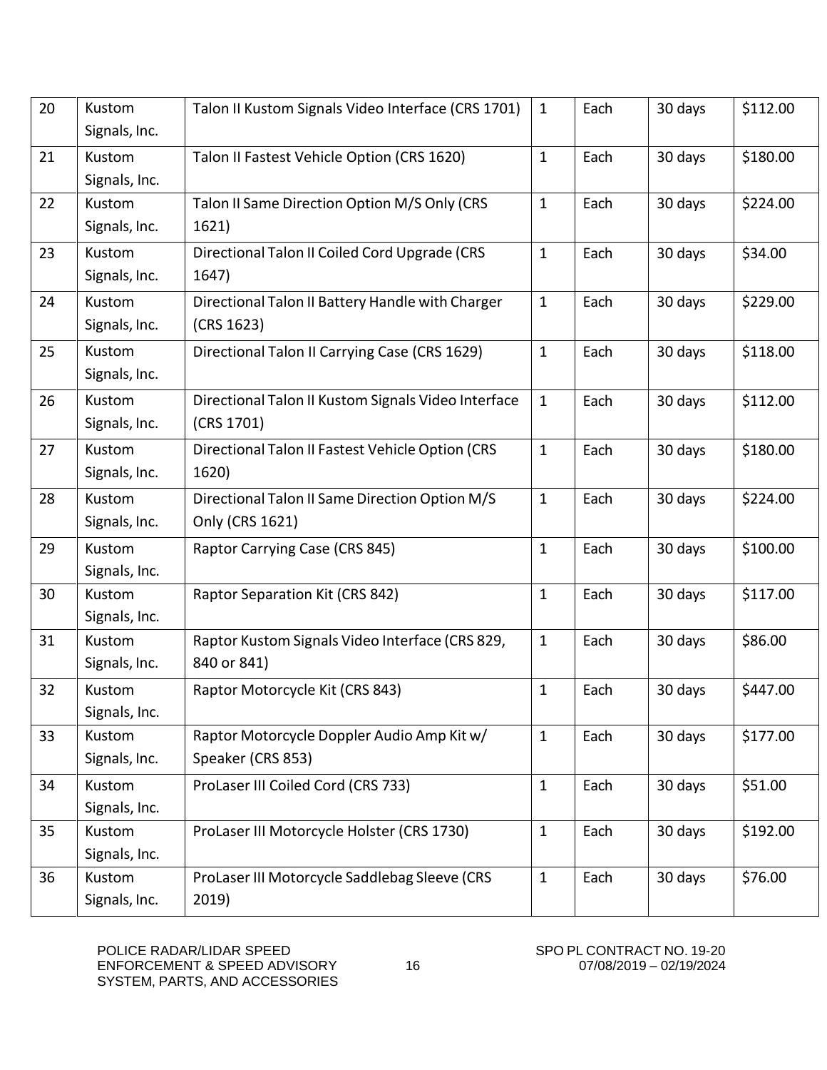| 20 | Kustom Signals, Inc. | Talon II Kustom Signals Video Interface (CRS 1701) | 1 | Each | 30 days | $112.00 |
|---|---|---|---|---|---|---|
| 21 | Kustom Signals, Inc. | Talon II Fastest Vehicle Option (CRS 1620) | 1 | Each | 30 days | $180.00 |
| 22 | Kustom Signals, Inc. | Talon II Same Direction Option M/S Only (CRS 1621) | 1 | Each | 30 days | $224.00 |
| 23 | Kustom Signals, Inc. | Directional Talon II Coiled Cord Upgrade (CRS 1647) | 1 | Each | 30 days | $34.00 |
| 24 | Kustom Signals, Inc. | Directional Talon II Battery Handle with Charger (CRS 1623) | 1 | Each | 30 days | $229.00 |
| 25 | Kustom Signals, Inc. | Directional Talon II Carrying Case (CRS 1629) | 1 | Each | 30 days | $118.00 |
| 26 | Kustom Signals, Inc. | Directional Talon II Kustom Signals Video Interface (CRS 1701) | 1 | Each | 30 days | $112.00 |
| 27 | Kustom Signals, Inc. | Directional Talon II Fastest Vehicle Option (CRS 1620) | 1 | Each | 30 days | $180.00 |
| 28 | Kustom Signals, Inc. | Directional Talon II Same Direction Option M/S Only (CRS 1621) | 1 | Each | 30 days | $224.00 |
| 29 | Kustom Signals, Inc. | Raptor Carrying Case (CRS 845) | 1 | Each | 30 days | $100.00 |
| 30 | Kustom Signals, Inc. | Raptor Separation Kit (CRS 842) | 1 | Each | 30 days | $117.00 |
| 31 | Kustom Signals, Inc. | Raptor Kustom Signals Video Interface (CRS 829, 840 or 841) | 1 | Each | 30 days | $86.00 |
| 32 | Kustom Signals, Inc. | Raptor Motorcycle Kit (CRS 843) | 1 | Each | 30 days | $447.00 |
| 33 | Kustom Signals, Inc. | Raptor Motorcycle Doppler Audio Amp Kit w/ Speaker (CRS 853) | 1 | Each | 30 days | $177.00 |
| 34 | Kustom Signals, Inc. | ProLaser III Coiled Cord (CRS 733) | 1 | Each | 30 days | $51.00 |
| 35 | Kustom Signals, Inc. | ProLaser III Motorcycle Holster (CRS 1730) | 1 | Each | 30 days | $192.00 |
| 36 | Kustom Signals, Inc. | ProLaser III Motorcycle Saddlebag Sleeve (CRS 2019) | 1 | Each | 30 days | $76.00 |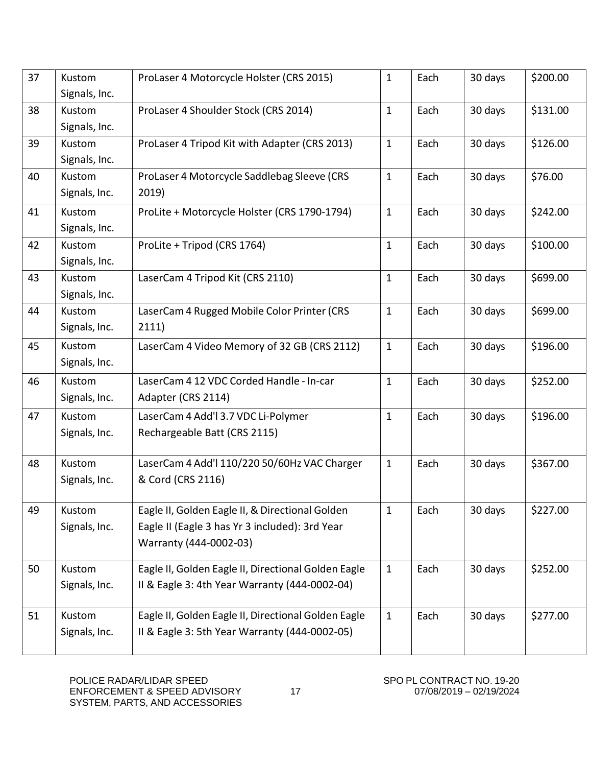| 37 | Kustom Signals, Inc. | ProLaser 4 Motorcycle Holster (CRS 2015) | 1 | Each | 30 days | $200.00 |
|---|---|---|---|---|---|---|
| 38 | Kustom Signals, Inc. | ProLaser 4 Shoulder Stock (CRS 2014) | 1 | Each | 30 days | $131.00 |
| 39 | Kustom Signals, Inc. | ProLaser 4 Tripod Kit with Adapter (CRS 2013) | 1 | Each | 30 days | $126.00 |
| 40 | Kustom Signals, Inc. | ProLaser 4 Motorcycle Saddlebag Sleeve (CRS 2019) | 1 | Each | 30 days | $76.00 |
| 41 | Kustom Signals, Inc. | ProLite + Motorcycle Holster (CRS 1790-1794) | 1 | Each | 30 days | $242.00 |
| 42 | Kustom Signals, Inc. | ProLite + Tripod (CRS 1764) | 1 | Each | 30 days | $100.00 |
| 43 | Kustom Signals, Inc. | LaserCam 4 Tripod Kit (CRS 2110) | 1 | Each | 30 days | $699.00 |
| 44 | Kustom Signals, Inc. | LaserCam 4 Rugged Mobile Color Printer (CRS 2111) | 1 | Each | 30 days | $699.00 |
| 45 | Kustom Signals, Inc. | LaserCam 4 Video Memory of 32 GB (CRS 2112) | 1 | Each | 30 days | $196.00 |
| 46 | Kustom Signals, Inc. | LaserCam 4 12 VDC Corded Handle - In-car Adapter (CRS 2114) | 1 | Each | 30 days | $252.00 |
| 47 | Kustom Signals, Inc. | LaserCam 4 Add'l 3.7 VDC Li-Polymer Rechargeable Batt (CRS 2115) | 1 | Each | 30 days | $196.00 |
| 48 | Kustom Signals, Inc. | LaserCam 4 Add'l 110/220 50/60Hz VAC Charger & Cord (CRS 2116) | 1 | Each | 30 days | $367.00 |
| 49 | Kustom Signals, Inc. | Eagle II, Golden Eagle II, & Directional Golden Eagle II (Eagle 3 has Yr 3 included): 3rd Year Warranty (444-0002-03) | 1 | Each | 30 days | $227.00 |
| 50 | Kustom Signals, Inc. | Eagle II, Golden Eagle II, Directional Golden Eagle II & Eagle 3: 4th Year Warranty (444-0002-04) | 1 | Each | 30 days | $252.00 |
| 51 | Kustom Signals, Inc. | Eagle II, Golden Eagle II, Directional Golden Eagle II & Eagle 3: 5th Year Warranty (444-0002-05) | 1 | Each | 30 days | $277.00 |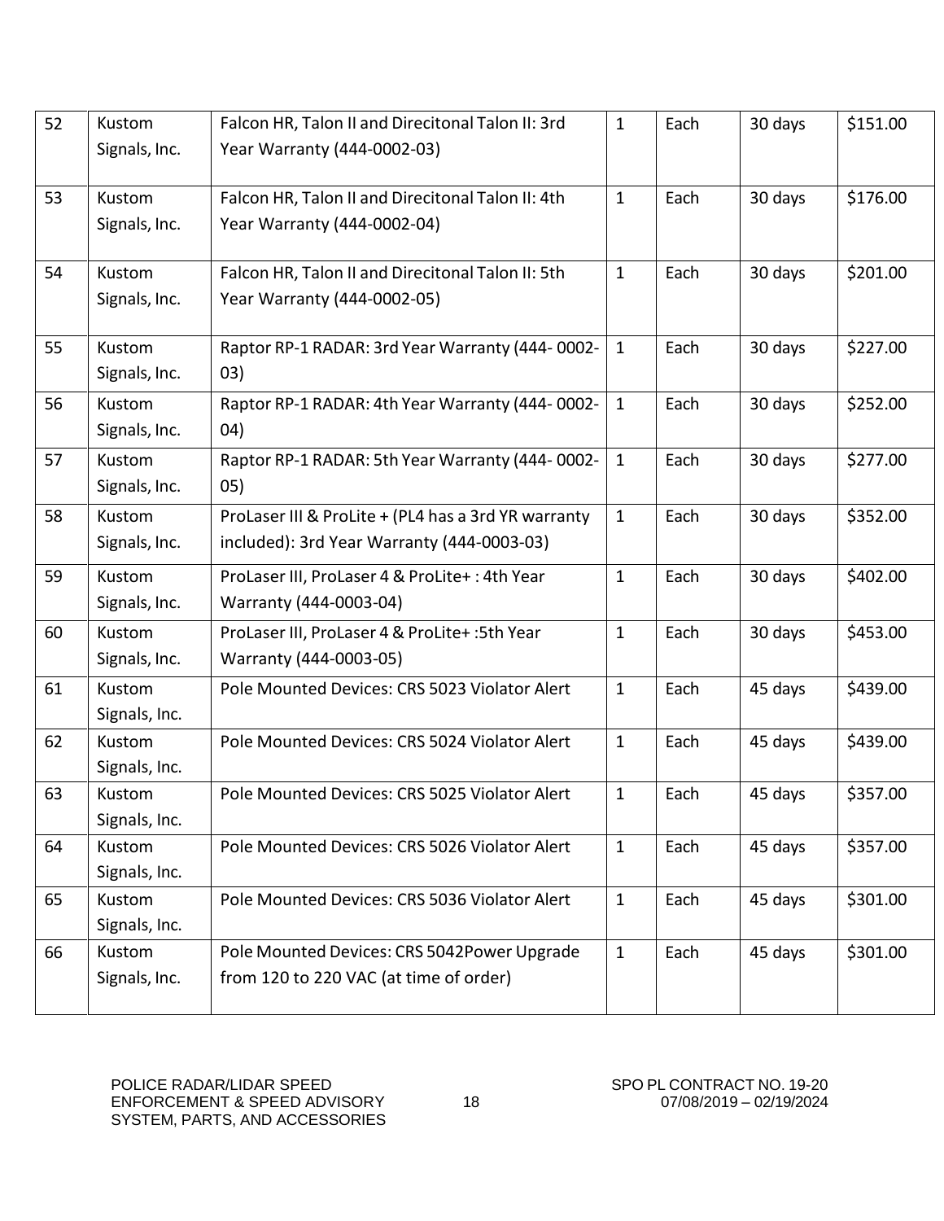| 52 | Kustom Signals, Inc. | Falcon HR, Talon II and Direcitonal Talon II: 3rd Year Warranty (444-0002-03) | 1 | Each | 30 days | $151.00 |
|---|---|---|---|---|---|---|
| 53 | Kustom Signals, Inc. | Falcon HR, Talon II and Direcitonal Talon II: 4th Year Warranty (444-0002-04) | 1 | Each | 30 days | $176.00 |
| 54 | Kustom Signals, Inc. | Falcon HR, Talon II and Direcitonal Talon II: 5th Year Warranty (444-0002-05) | 1 | Each | 30 days | $201.00 |
| 55 | Kustom Signals, Inc. | Raptor RP-1 RADAR: 3rd Year Warranty (444- 0002-03) | 1 | Each | 30 days | $227.00 |
| 56 | Kustom Signals, Inc. | Raptor RP-1 RADAR: 4th Year Warranty (444- 0002-04) | 1 | Each | 30 days | $252.00 |
| 57 | Kustom Signals, Inc. | Raptor RP-1 RADAR: 5th Year Warranty (444- 0002-05) | 1 | Each | 30 days | $277.00 |
| 58 | Kustom Signals, Inc. | ProLaser III & ProLite + (PL4 has a 3rd YR warranty included): 3rd Year Warranty (444-0003-03) | 1 | Each | 30 days | $352.00 |
| 59 | Kustom Signals, Inc. | ProLaser III, ProLaser 4 & ProLite+ : 4th Year Warranty (444-0003-04) | 1 | Each | 30 days | $402.00 |
| 60 | Kustom Signals, Inc. | ProLaser III, ProLaser 4 & ProLite+ :5th Year Warranty (444-0003-05) | 1 | Each | 30 days | $453.00 |
| 61 | Kustom Signals, Inc. | Pole Mounted Devices: CRS 5023 Violator Alert | 1 | Each | 45 days | $439.00 |
| 62 | Kustom Signals, Inc. | Pole Mounted Devices: CRS 5024 Violator Alert | 1 | Each | 45 days | $439.00 |
| 63 | Kustom Signals, Inc. | Pole Mounted Devices: CRS 5025 Violator Alert | 1 | Each | 45 days | $357.00 |
| 64 | Kustom Signals, Inc. | Pole Mounted Devices: CRS 5026 Violator Alert | 1 | Each | 45 days | $357.00 |
| 65 | Kustom Signals, Inc. | Pole Mounted Devices: CRS 5036 Violator Alert | 1 | Each | 45 days | $301.00 |
| 66 | Kustom Signals, Inc. | Pole Mounted Devices: CRS 5042Power Upgrade from 120 to 220 VAC (at time of order) | 1 | Each | 45 days | $301.00 |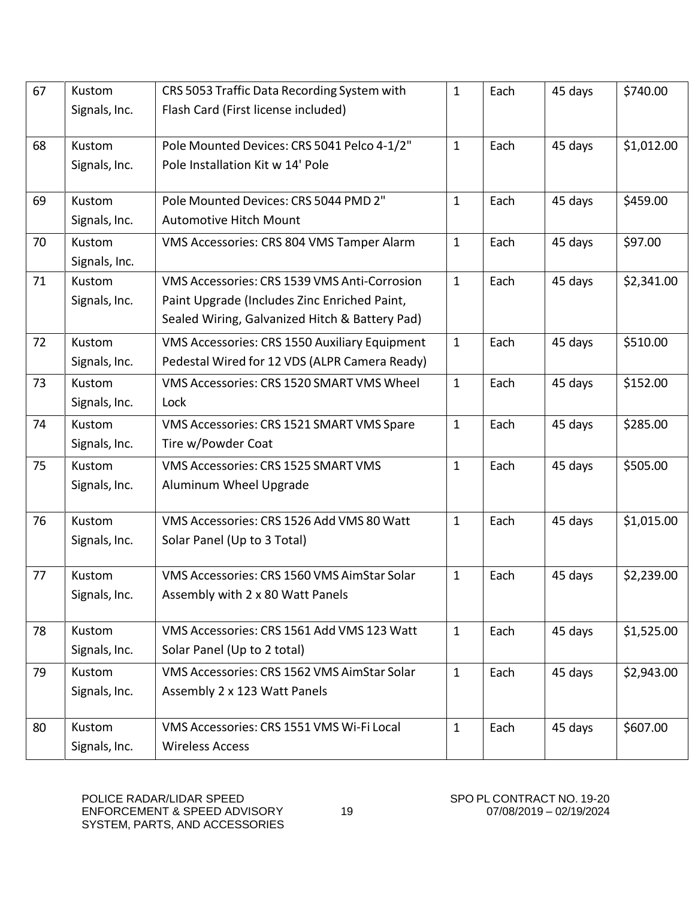| 67 | Kustom Signals, Inc. | CRS 5053 Traffic Data Recording System with Flash Card (First license included) | 1 | Each | 45 days | $740.00 |
|---|---|---|---|---|---|---|
| 68 | Kustom Signals, Inc. | Pole Mounted Devices: CRS 5041 Pelco 4-1/2" Pole Installation Kit w 14' Pole | 1 | Each | 45 days | $1,012.00 |
| 69 | Kustom Signals, Inc. | Pole Mounted Devices: CRS 5044 PMD 2" Automotive Hitch Mount | 1 | Each | 45 days | $459.00 |
| 70 | Kustom Signals, Inc. | VMS Accessories: CRS 804 VMS Tamper Alarm | 1 | Each | 45 days | $97.00 |
| 71 | Kustom Signals, Inc. | VMS Accessories: CRS 1539 VMS Anti-Corrosion Paint Upgrade (Includes Zinc Enriched Paint, Sealed Wiring, Galvanized Hitch & Battery Pad) | 1 | Each | 45 days | $2,341.00 |
| 72 | Kustom Signals, Inc. | VMS Accessories: CRS 1550 Auxiliary Equipment Pedestal Wired for 12 VDS (ALPR Camera Ready) | 1 | Each | 45 days | $510.00 |
| 73 | Kustom Signals, Inc. | VMS Accessories: CRS 1520 SMART VMS Wheel Lock | 1 | Each | 45 days | $152.00 |
| 74 | Kustom Signals, Inc. | VMS Accessories: CRS 1521 SMART VMS Spare Tire w/Powder Coat | 1 | Each | 45 days | $285.00 |
| 75 | Kustom Signals, Inc. | VMS Accessories: CRS 1525 SMART VMS Aluminum Wheel Upgrade | 1 | Each | 45 days | $505.00 |
| 76 | Kustom Signals, Inc. | VMS Accessories: CRS 1526 Add VMS 80 Watt Solar Panel (Up to 3 Total) | 1 | Each | 45 days | $1,015.00 |
| 77 | Kustom Signals, Inc. | VMS Accessories: CRS 1560 VMS AimStar Solar Assembly with 2 x 80 Watt Panels | 1 | Each | 45 days | $2,239.00 |
| 78 | Kustom Signals, Inc. | VMS Accessories: CRS 1561 Add VMS 123 Watt Solar Panel (Up to 2 total) | 1 | Each | 45 days | $1,525.00 |
| 79 | Kustom Signals, Inc. | VMS Accessories: CRS 1562 VMS AimStar Solar Assembly 2 x 123 Watt Panels | 1 | Each | 45 days | $2,943.00 |
| 80 | Kustom Signals, Inc. | VMS Accessories: CRS 1551 VMS Wi-Fi Local Wireless Access | 1 | Each | 45 days | $607.00 |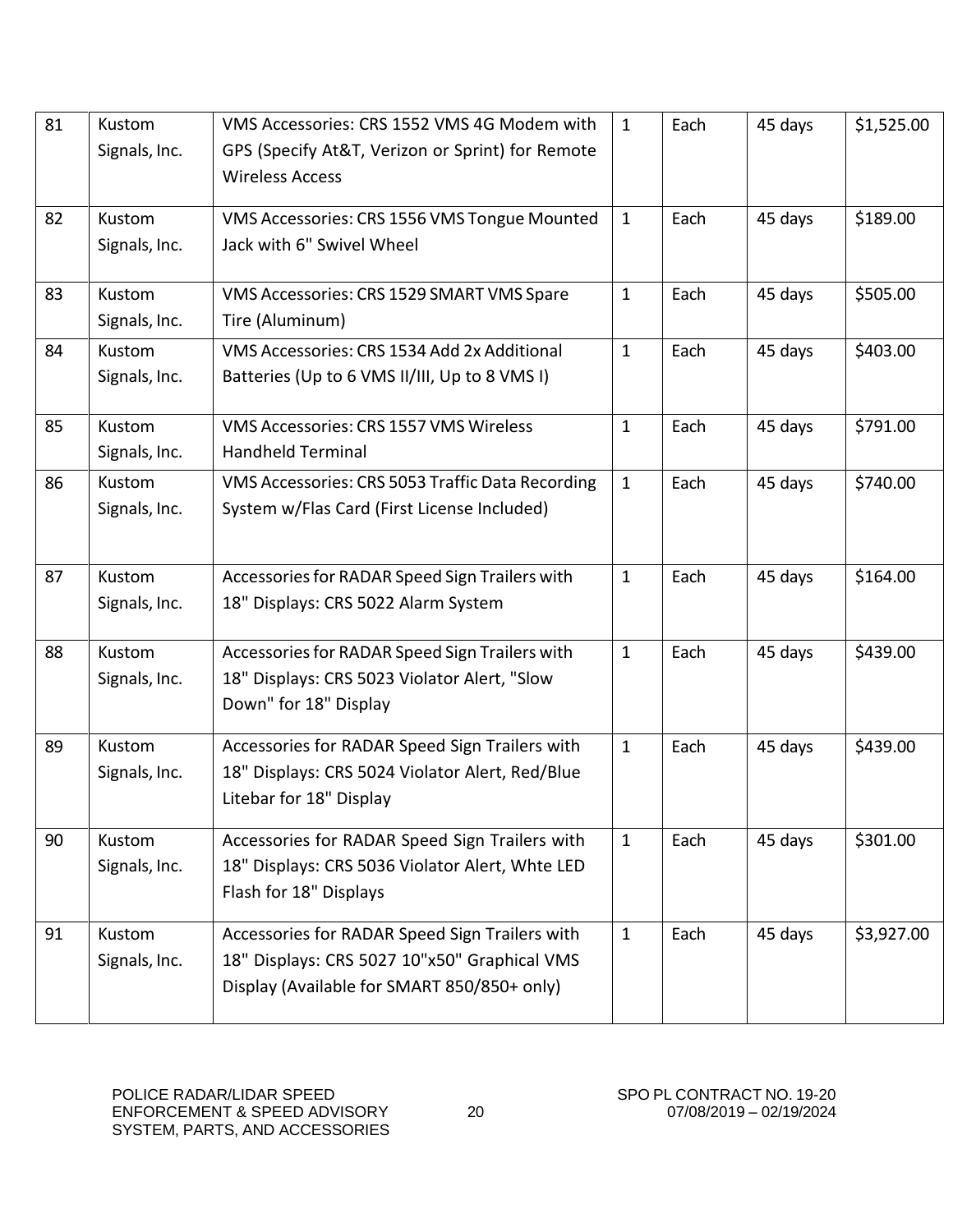| 81 | Kustom Signals, Inc. | VMS Accessories: CRS 1552 VMS 4G Modem with GPS (Specify At&T, Verizon or Sprint) for Remote Wireless Access | 1 | Each | 45 days | $1,525.00 |
|---|---|---|---|---|---|---|
| 82 | Kustom Signals, Inc. | VMS Accessories: CRS 1556 VMS Tongue Mounted Jack with 6" Swivel Wheel | 1 | Each | 45 days | $189.00 |
| 83 | Kustom Signals, Inc. | VMS Accessories: CRS 1529 SMART VMS Spare Tire (Aluminum) | 1 | Each | 45 days | $505.00 |
| 84 | Kustom Signals, Inc. | VMS Accessories: CRS 1534 Add 2x Additional Batteries (Up to 6 VMS II/III, Up to 8 VMS I) | 1 | Each | 45 days | $403.00 |
| 85 | Kustom Signals, Inc. | VMS Accessories: CRS 1557 VMS Wireless Handheld Terminal | 1 | Each | 45 days | $791.00 |
| 86 | Kustom Signals, Inc. | VMS Accessories: CRS 5053 Traffic Data Recording System w/Flas Card (First License Included) | 1 | Each | 45 days | $740.00 |
| 87 | Kustom Signals, Inc. | Accessories for RADAR Speed Sign Trailers with 18" Displays: CRS 5022 Alarm System | 1 | Each | 45 days | $164.00 |
| 88 | Kustom Signals, Inc. | Accessories for RADAR Speed Sign Trailers with 18" Displays: CRS 5023 Violator Alert, "Slow Down" for 18" Display | 1 | Each | 45 days | $439.00 |
| 89 | Kustom Signals, Inc. | Accessories for RADAR Speed Sign Trailers with 18" Displays: CRS 5024 Violator Alert, Red/Blue Litebar for 18" Display | 1 | Each | 45 days | $439.00 |
| 90 | Kustom Signals, Inc. | Accessories for RADAR Speed Sign Trailers with 18" Displays: CRS 5036 Violator Alert, Whte LED Flash for 18" Displays | 1 | Each | 45 days | $301.00 |
| 91 | Kustom Signals, Inc. | Accessories for RADAR Speed Sign Trailers with 18" Displays: CRS 5027 10"x50" Graphical VMS Display (Available for SMART 850/850+ only) | 1 | Each | 45 days | $3,927.00 |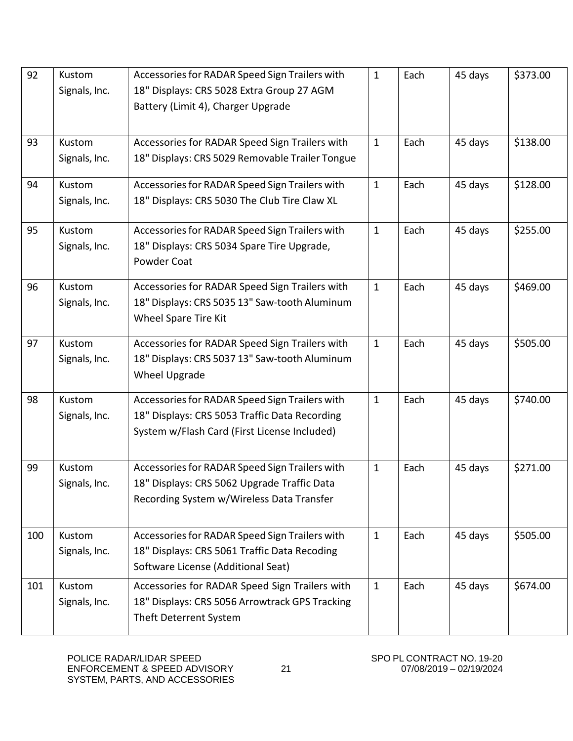| 92 | Kustom Signals, Inc. | Accessories for RADAR Speed Sign Trailers with 18" Displays: CRS 5028 Extra Group 27 AGM Battery (Limit 4), Charger Upgrade | 1 | Each | 45 days | $373.00 |
|---|---|---|---|---|---|---|
| 93 | Kustom Signals, Inc. | Accessories for RADAR Speed Sign Trailers with 18" Displays: CRS 5029 Removable Trailer Tongue | 1 | Each | 45 days | $138.00 |
| 94 | Kustom Signals, Inc. | Accessories for RADAR Speed Sign Trailers with 18" Displays: CRS 5030 The Club Tire Claw XL | 1 | Each | 45 days | $128.00 |
| 95 | Kustom Signals, Inc. | Accessories for RADAR Speed Sign Trailers with 18" Displays: CRS 5034 Spare Tire Upgrade, Powder Coat | 1 | Each | 45 days | $255.00 |
| 96 | Kustom Signals, Inc. | Accessories for RADAR Speed Sign Trailers with 18" Displays: CRS 5035 13" Saw-tooth Aluminum Wheel Spare Tire Kit | 1 | Each | 45 days | $469.00 |
| 97 | Kustom Signals, Inc. | Accessories for RADAR Speed Sign Trailers with 18" Displays: CRS 5037 13" Saw-tooth Aluminum Wheel Upgrade | 1 | Each | 45 days | $505.00 |
| 98 | Kustom Signals, Inc. | Accessories for RADAR Speed Sign Trailers with 18" Displays: CRS 5053 Traffic Data Recording System w/Flash Card (First License Included) | 1 | Each | 45 days | $740.00 |
| 99 | Kustom Signals, Inc. | Accessories for RADAR Speed Sign Trailers with 18" Displays: CRS 5062 Upgrade Traffic Data Recording System w/Wireless Data Transfer | 1 | Each | 45 days | $271.00 |
| 100 | Kustom Signals, Inc. | Accessories for RADAR Speed Sign Trailers with 18" Displays: CRS 5061 Traffic Data Recoding Software License (Additional Seat) | 1 | Each | 45 days | $505.00 |
| 101 | Kustom Signals, Inc. | Accessories for RADAR Speed Sign Trailers with 18" Displays: CRS 5056 Arrowtrack GPS Tracking Theft Deterrent System | 1 | Each | 45 days | $674.00 |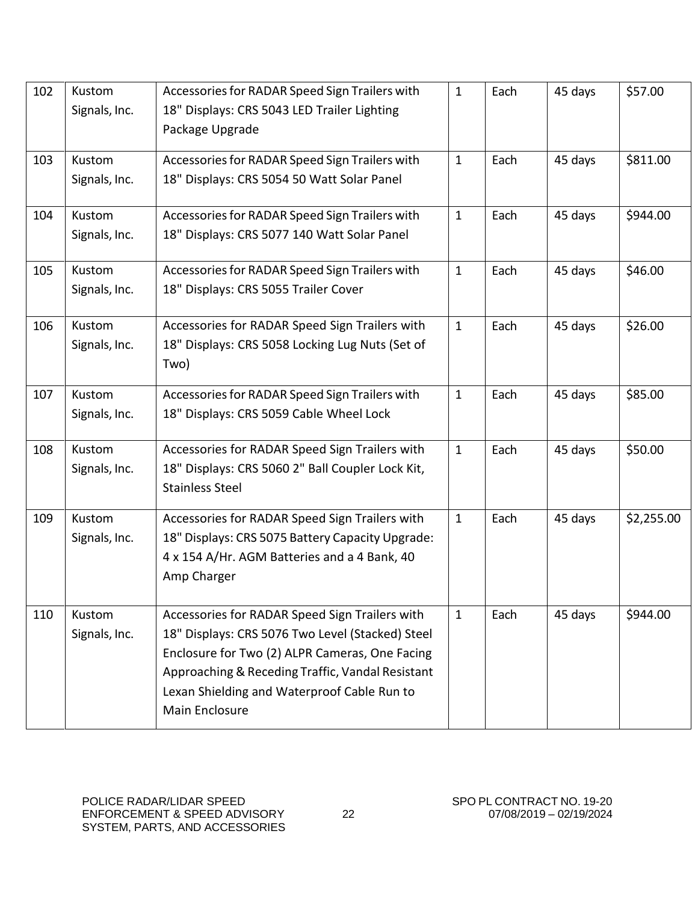| | | | | | | |
|---|---|---|---|---|---|---|
| 102 | Kustom Signals, Inc. | Accessories for RADAR Speed Sign Trailers with 18" Displays: CRS 5043 LED Trailer Lighting Package Upgrade | 1 | Each | 45 days | $57.00 |
| 103 | Kustom Signals, Inc. | Accessories for RADAR Speed Sign Trailers with 18" Displays: CRS 5054 50 Watt Solar Panel | 1 | Each | 45 days | $811.00 |
| 104 | Kustom Signals, Inc. | Accessories for RADAR Speed Sign Trailers with 18" Displays: CRS 5077 140 Watt Solar Panel | 1 | Each | 45 days | $944.00 |
| 105 | Kustom Signals, Inc. | Accessories for RADAR Speed Sign Trailers with 18" Displays: CRS 5055 Trailer Cover | 1 | Each | 45 days | $46.00 |
| 106 | Kustom Signals, Inc. | Accessories for RADAR Speed Sign Trailers with 18" Displays: CRS 5058 Locking Lug Nuts (Set of Two) | 1 | Each | 45 days | $26.00 |
| 107 | Kustom Signals, Inc. | Accessories for RADAR Speed Sign Trailers with 18" Displays: CRS 5059 Cable Wheel Lock | 1 | Each | 45 days | $85.00 |
| 108 | Kustom Signals, Inc. | Accessories for RADAR Speed Sign Trailers with 18" Displays: CRS 5060 2" Ball Coupler Lock Kit, Stainless Steel | 1 | Each | 45 days | $50.00 |
| 109 | Kustom Signals, Inc. | Accessories for RADAR Speed Sign Trailers with 18" Displays: CRS 5075 Battery Capacity Upgrade: 4 x 154 A/Hr. AGM Batteries and a 4 Bank, 40 Amp Charger | 1 | Each | 45 days | $2,255.00 |
| 110 | Kustom Signals, Inc. | Accessories for RADAR Speed Sign Trailers with 18" Displays: CRS 5076 Two Level (Stacked) Steel Enclosure for Two (2) ALPR Cameras, One Facing Approaching & Receding Traffic, Vandal Resistant Lexan Shielding and Waterproof Cable Run to Main Enclosure | 1 | Each | 45 days | $944.00 |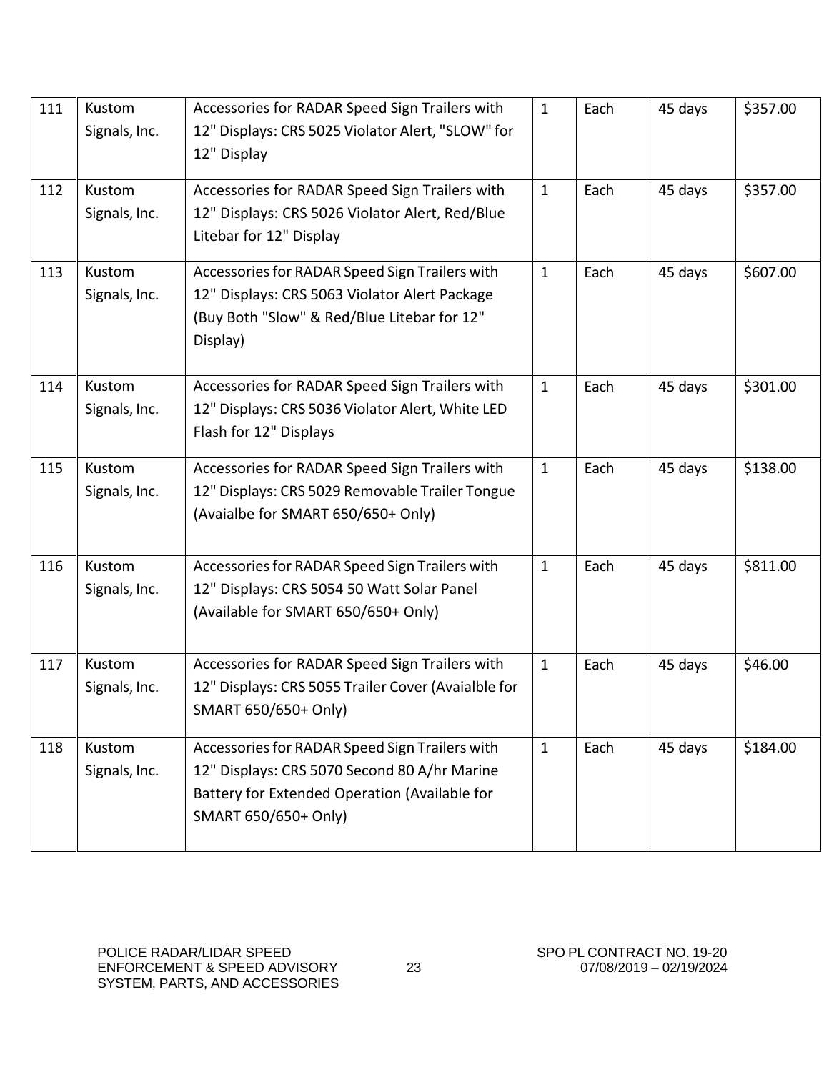| 111 | Kustom Signals, Inc. | Accessories for RADAR Speed Sign Trailers with 12" Displays: CRS 5025 Violator Alert, "SLOW" for 12" Display | 1 | Each | 45 days | $357.00 |
|---|---|---|---|---|---|---|
| 112 | Kustom Signals, Inc. | Accessories for RADAR Speed Sign Trailers with 12" Displays: CRS 5026 Violator Alert, Red/Blue Litebar for 12" Display | 1 | Each | 45 days | $357.00 |
| 113 | Kustom Signals, Inc. | Accessories for RADAR Speed Sign Trailers with 12" Displays: CRS 5063 Violator Alert Package (Buy Both "Slow" & Red/Blue Litebar for 12" Display) | 1 | Each | 45 days | $607.00 |
| 114 | Kustom Signals, Inc. | Accessories for RADAR Speed Sign Trailers with 12" Displays: CRS 5036 Violator Alert, White LED Flash for 12" Displays | 1 | Each | 45 days | $301.00 |
| 115 | Kustom Signals, Inc. | Accessories for RADAR Speed Sign Trailers with 12" Displays: CRS 5029 Removable Trailer Tongue (Avaialbe for SMART 650/650+ Only) | 1 | Each | 45 days | $138.00 |
| 116 | Kustom Signals, Inc. | Accessories for RADAR Speed Sign Trailers with 12" Displays: CRS 5054 50 Watt Solar Panel (Available for SMART 650/650+ Only) | 1 | Each | 45 days | $811.00 |
| 117 | Kustom Signals, Inc. | Accessories for RADAR Speed Sign Trailers with 12" Displays: CRS 5055 Trailer Cover (Avaialble for SMART 650/650+ Only) | 1 | Each | 45 days | $46.00 |
| 118 | Kustom Signals, Inc. | Accessories for RADAR Speed Sign Trailers with 12" Displays: CRS 5070 Second 80 A/hr Marine Battery for Extended Operation (Available for SMART 650/650+ Only) | 1 | Each | 45 days | $184.00 |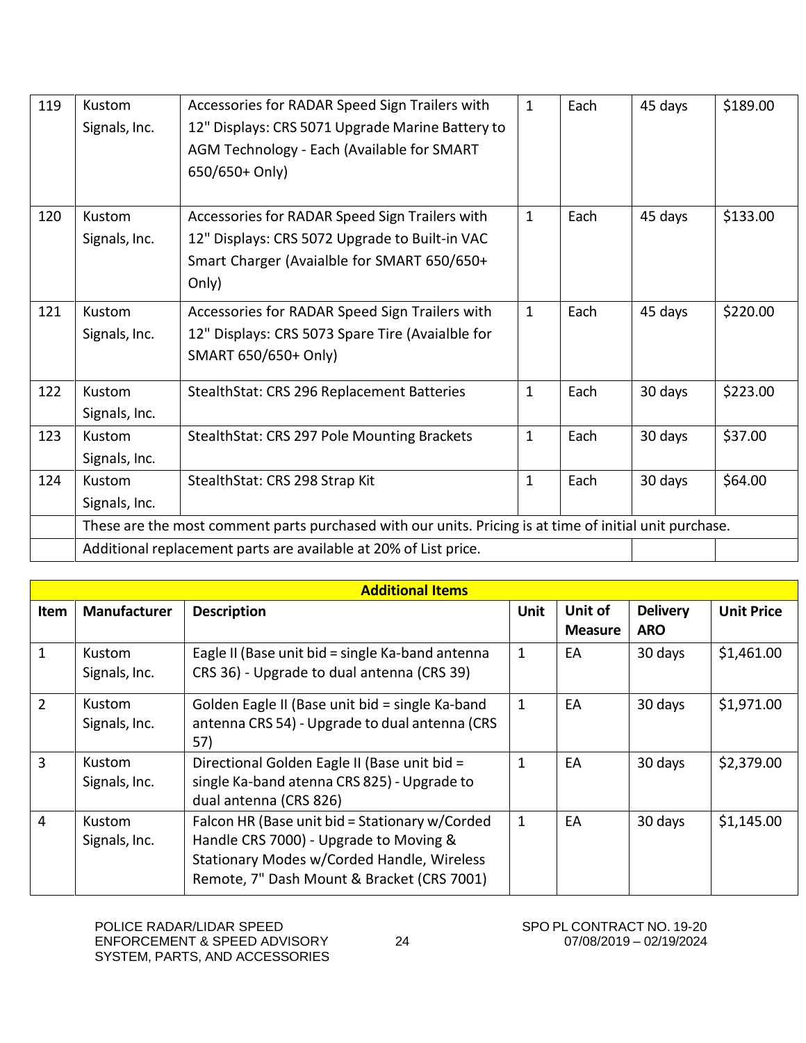| 119 | Kustom Signals, Inc. | Accessories for RADAR Speed Sign Trailers with 12" Displays: CRS 5071 Upgrade Marine Battery to AGM Technology - Each (Available for SMART 650/650+ Only) | 1 | Each | 45 days | $189.00 |
|---|---|---|---|---|---|---|
| 120 | Kustom Signals, Inc. | Accessories for RADAR Speed Sign Trailers with 12" Displays: CRS 5072 Upgrade to Built-in VAC Smart Charger (Avaialble for SMART 650/650+ Only) | 1 | Each | 45 days | $133.00 |
| 121 | Kustom Signals, Inc. | Accessories for RADAR Speed Sign Trailers with 12" Displays: CRS 5073 Spare Tire (Avaialble for SMART 650/650+ Only) | 1 | Each | 45 days | $220.00 |
| 122 | Kustom Signals, Inc. | StealthStat: CRS 296 Replacement Batteries | 1 | Each | 30 days | $223.00 |
| 123 | Kustom Signals, Inc. | StealthStat: CRS 297 Pole Mounting Brackets | 1 | Each | 30 days | $37.00 |
| 124 | Kustom Signals, Inc. | StealthStat: CRS 298 Strap Kit | 1 | Each | 30 days | $64.00 |
| | These are the most comment parts purchased with our units. Pricing is at time of initial unit purchase. | | | | | |
| | Additional replacement parts are available at 20% of List price. | | | | | |

| Additional Items | | | | | | |
|---|---|---|---|---|---|---|
| **Item** | **Manufacturer** | **Description** | **Unit** | **Unit of Measure** | **Delivery ARO** | **Unit Price** |
| 1 | Kustom Signals, Inc. | Eagle II (Base unit bid = single Ka-band antenna CRS 36) - Upgrade to dual antenna (CRS 39) | 1 | EA | 30 days | $1,461.00 |
| 2 | Kustom Signals, Inc. | Golden Eagle II (Base unit bid = single Ka-band antenna CRS 54) - Upgrade to dual antenna (CRS 57) | 1 | EA | 30 days | $1,971.00 |
| 3 | Kustom Signals, Inc. | Directional Golden Eagle II (Base unit bid = single Ka-band atenna CRS 825) - Upgrade to dual antenna (CRS 826) | 1 | EA | 30 days | $2,379.00 |
| 4 | Kustom Signals, Inc. | Falcon HR (Base unit bid = Stationary w/Corded Handle CRS 7000) - Upgrade to Moving & Stationary Modes w/Corded Handle, Wireless Remote, 7" Dash Mount & Bracket (CRS 7001) | 1 | EA | 30 days | $1,145.00 |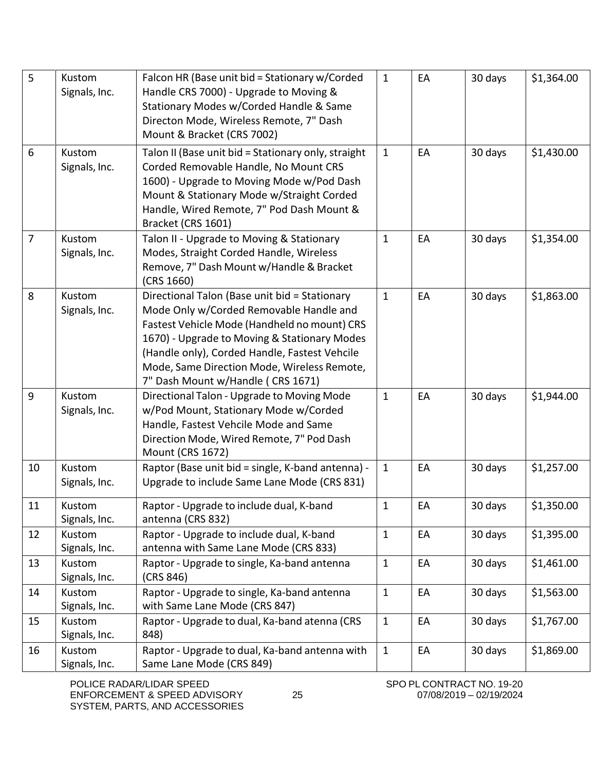| 5 | Kustom Signals, Inc. | Falcon HR (Base unit bid = Stationary w/Corded Handle CRS 7000) - Upgrade to Moving & Stationary Modes w/Corded Handle & Same Directon Mode, Wireless Remote, 7" Dash Mount & Bracket (CRS 7002) | 1 | EA | 30 days | $1,364.00 |
|---|---|---|---|---|---|---|
| 6 | Kustom Signals, Inc. | Talon II (Base unit bid = Stationary only, straight Corded Removable Handle, No Mount CRS 1600) - Upgrade to Moving Mode w/Pod Dash Mount & Stationary Mode w/Straight Corded Handle, Wired Remote, 7" Pod Dash Mount & Bracket (CRS 1601) | 1 | EA | 30 days | $1,430.00 |
| 7 | Kustom Signals, Inc. | Talon II - Upgrade to Moving & Stationary Modes, Straight Corded Handle, Wireless Remove, 7" Dash Mount w/Handle & Bracket (CRS 1660) | 1 | EA | 30 days | $1,354.00 |
| 8 | Kustom Signals, Inc. | Directional Talon (Base unit bid = Stationary Mode Only w/Corded Removable Handle and Fastest Vehicle Mode (Handheld no mount) CRS 1670) - Upgrade to Moving & Stationary Modes (Handle only), Corded Handle, Fastest Vehcile Mode, Same Direction Mode, Wireless Remote, 7" Dash Mount w/Handle ( CRS 1671) | 1 | EA | 30 days | $1,863.00 |
| 9 | Kustom Signals, Inc. | Directional Talon - Upgrade to Moving Mode w/Pod Mount, Stationary Mode w/Corded Handle, Fastest Vehcile Mode and Same Direction Mode, Wired Remote, 7" Pod Dash Mount (CRS 1672) | 1 | EA | 30 days | $1,944.00 |
| 10 | Kustom Signals, Inc. | Raptor (Base unit bid = single, K-band antenna) - Upgrade to include Same Lane Mode (CRS 831) | 1 | EA | 30 days | $1,257.00 |
| 11 | Kustom Signals, Inc. | Raptor - Upgrade to include dual, K-band antenna (CRS 832) | 1 | EA | 30 days | $1,350.00 |
| 12 | Kustom Signals, Inc. | Raptor - Upgrade to include dual, K-band antenna with Same Lane Mode (CRS 833) | 1 | EA | 30 days | $1,395.00 |
| 13 | Kustom Signals, Inc. | Raptor - Upgrade to single, Ka-band antenna (CRS 846) | 1 | EA | 30 days | $1,461.00 |
| 14 | Kustom Signals, Inc. | Raptor - Upgrade to single, Ka-band antenna with Same Lane Mode (CRS 847) | 1 | EA | 30 days | $1,563.00 |
| 15 | Kustom Signals, Inc. | Raptor - Upgrade to dual, Ka-band atenna (CRS 848) | 1 | EA | 30 days | $1,767.00 |
| 16 | Kustom Signals, Inc. | Raptor - Upgrade to dual, Ka-band antenna with Same Lane Mode (CRS 849) | 1 | EA | 30 days | $1,869.00 |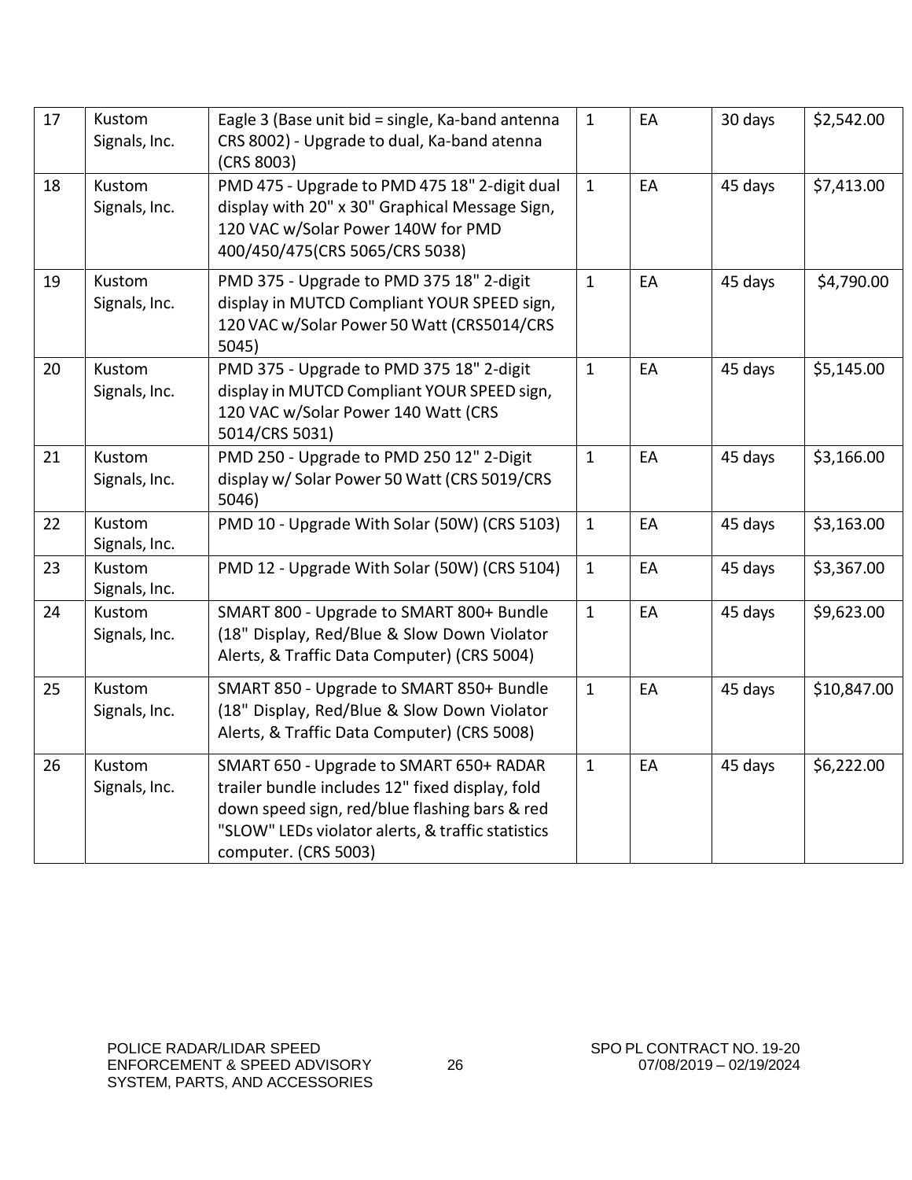| 17 | Kustom Signals, Inc. | Eagle 3 (Base unit bid = single, Ka-band antenna CRS 8002) - Upgrade to dual, Ka-band atenna (CRS 8003) | 1 | EA | 30 days | $2,542.00 |
|---|---|---|---|---|---|---|
| 18 | Kustom Signals, Inc. | PMD 475 - Upgrade to PMD 475 18" 2-digit dual display with 20" x 30" Graphical Message Sign, 120 VAC w/Solar Power 140W for PMD 400/450/475(CRS 5065/CRS 5038) | 1 | EA | 45 days | $7,413.00 |
| 19 | Kustom Signals, Inc. | PMD 375 - Upgrade to PMD 375 18" 2-digit display in MUTCD Compliant YOUR SPEED sign, 120 VAC w/Solar Power 50 Watt (CRS5014/CRS 5045) | 1 | EA | 45 days | $4,790.00 |
| 20 | Kustom Signals, Inc. | PMD 375 - Upgrade to PMD 375 18" 2-digit display in MUTCD Compliant YOUR SPEED sign, 120 VAC w/Solar Power 140 Watt (CRS 5014/CRS 5031) | 1 | EA | 45 days | $5,145.00 |
| 21 | Kustom Signals, Inc. | PMD 250 - Upgrade to PMD 250 12" 2-Digit display w/ Solar Power 50 Watt (CRS 5019/CRS 5046) | 1 | EA | 45 days | $3,166.00 |
| 22 | Kustom Signals, Inc. | PMD 10 - Upgrade With Solar (50W) (CRS 5103) | 1 | EA | 45 days | $3,163.00 |
| 23 | Kustom Signals, Inc. | PMD 12 - Upgrade With Solar (50W) (CRS 5104) | 1 | EA | 45 days | $3,367.00 |
| 24 | Kustom Signals, Inc. | SMART 800 - Upgrade to SMART 800+ Bundle (18" Display, Red/Blue & Slow Down Violator Alerts, & Traffic Data Computer) (CRS 5004) | 1 | EA | 45 days | $9,623.00 |
| 25 | Kustom Signals, Inc. | SMART 850 - Upgrade to SMART 850+ Bundle (18" Display, Red/Blue & Slow Down Violator Alerts, & Traffic Data Computer) (CRS 5008) | 1 | EA | 45 days | $10,847.00 |
| 26 | Kustom Signals, Inc. | SMART 650 - Upgrade to SMART 650+ RADAR trailer bundle includes 12" fixed display, fold down speed sign, red/blue flashing bars & red "SLOW" LEDs violator alerts, & traffic statistics computer. (CRS 5003) | 1 | EA | 45 days | $6,222.00 |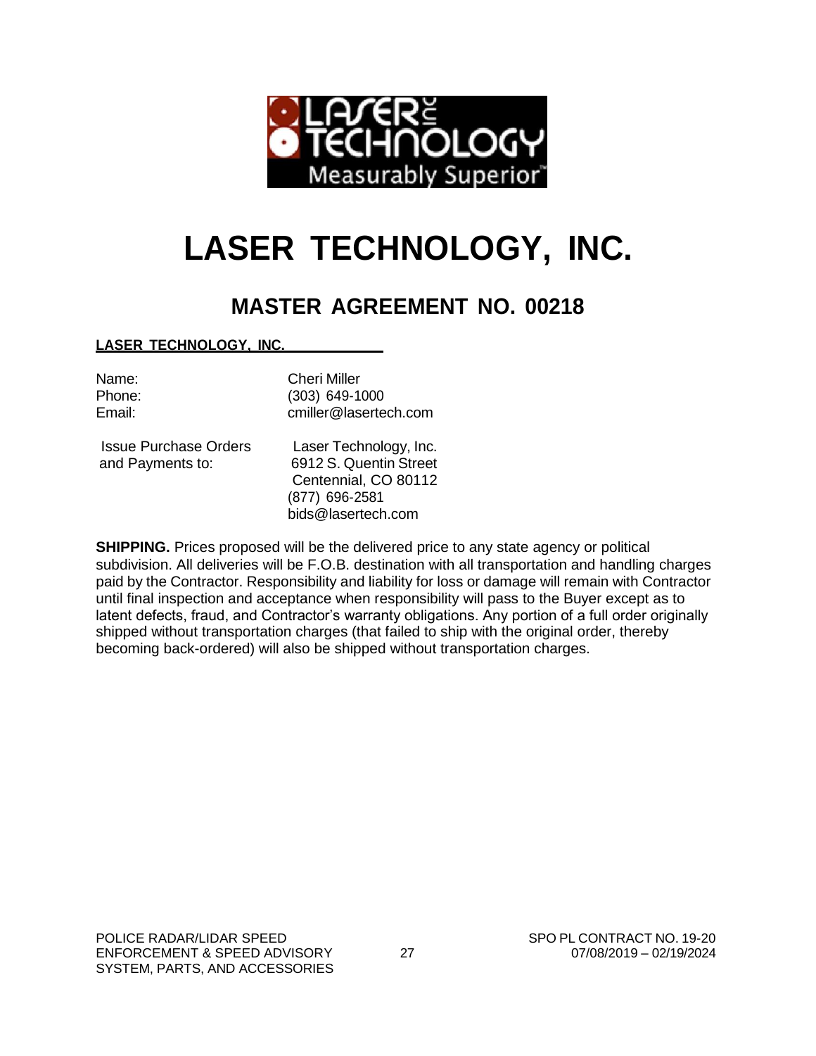# LASER TECHNOLOGY, INC.

## MASTER AGREEMENT NO. 00218

**LASER TECHNOLOGY, INC.**

| | |
|---|---|
| Name: | Cheri Miller |
| Phone: | (303) 649-1000 |
| Email: | cmiller@lasertech.com |

| | |
|---|---|
| Issue Purchase Orders and Payments to: | Laser Technology, Inc.<br>6912 S. Quentin Street<br>Centennial, CO 80112<br>(877) 696-2581<br>bids@lasertech.com |

**SHIPPING.** Prices proposed will be the delivered price to any state agency or political subdivision. All deliveries will be F.O.B. destination with all transportation and handling charges paid by the Contractor. Responsibility and liability for loss or damage will remain with Contractor until final inspection and acceptance when responsibility will pass to the Buyer except as to latent defects, fraud, and Contractor's warranty obligations. Any portion of a full order originally shipped without transportation charges (that failed to ship with the original order, thereby becoming back-ordered) will also be shipped without transportation charges.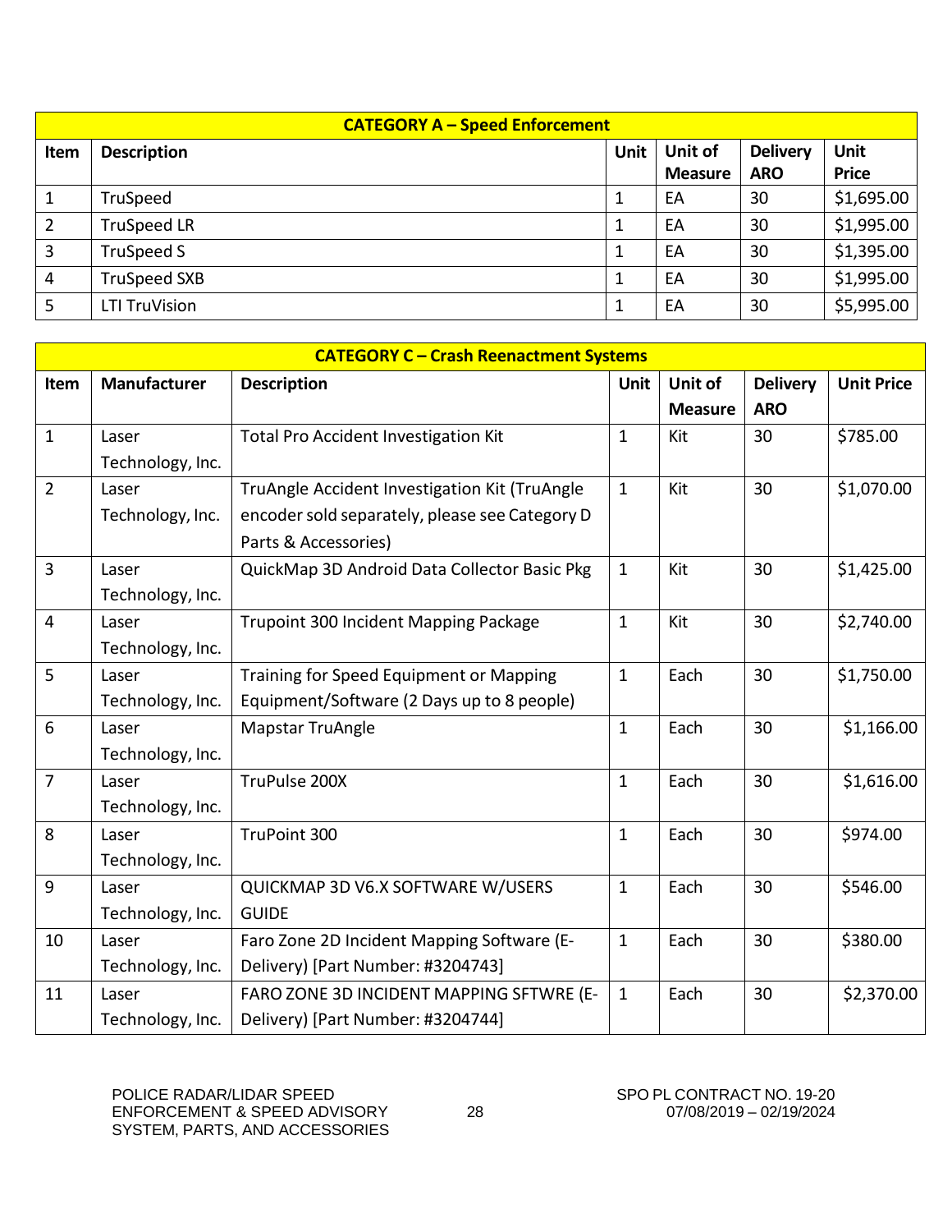| CATEGORY A – Speed Enforcement | | | | | |
|---|---|---|---|---|---|
| **Item** | **Description** | **Unit** | **Unit of Measure** | **Delivery ARO** | **Unit Price** |
| 1 | TruSpeed | 1 | EA | 30 | $1,695.00 |
| 2 | TruSpeed LR | 1 | EA | 30 | $1,995.00 |
| 3 | TruSpeed S | 1 | EA | 30 | $1,395.00 |
| 4 | TruSpeed SXB | 1 | EA | 30 | $1,995.00 |
| 5 | LTI TruVision | 1 | EA | 30 | $5,995.00 |

| CATEGORY C – Crash Reenactment Systems | | | | | | |
|---|---|---|---|---|---|---|
| **Item** | **Manufacturer** | **Description** | **Unit** | **Unit of Measure** | **Delivery ARO** | **Unit Price** |
| 1 | Laser Technology, Inc. | Total Pro Accident Investigation Kit | 1 | Kit | 30 | $785.00 |
| 2 | Laser Technology, Inc. | TruAngle Accident Investigation Kit (TruAngle encoder sold separately, please see Category D Parts & Accessories) | 1 | Kit | 30 | $1,070.00 |
| 3 | Laser Technology, Inc. | QuickMap 3D Android Data Collector Basic Pkg | 1 | Kit | 30 | $1,425.00 |
| 4 | Laser Technology, Inc. | Trupoint 300 Incident Mapping Package | 1 | Kit | 30 | $2,740.00 |
| 5 | Laser Technology, Inc. | Training for Speed Equipment or Mapping Equipment/Software (2 Days up to 8 people) | 1 | Each | 30 | $1,750.00 |
| 6 | Laser Technology, Inc. | Mapstar TruAngle | 1 | Each | 30 | $1,166.00 |
| 7 | Laser Technology, Inc. | TruPulse 200X | 1 | Each | 30 | $1,616.00 |
| 8 | Laser Technology, Inc. | TruPoint 300 | 1 | Each | 30 | $974.00 |
| 9 | Laser Technology, Inc. | QUICKMAP 3D V6.X SOFTWARE W/USERS GUIDE | 1 | Each | 30 | $546.00 |
| 10 | Laser Technology, Inc. | Faro Zone 2D Incident Mapping Software (E-Delivery) [Part Number: #3204743] | 1 | Each | 30 | $380.00 |
| 11 | Laser Technology, Inc. | FARO ZONE 3D INCIDENT MAPPING SFTWRE (E-Delivery) [Part Number: #3204744] | 1 | Each | 30 | $2,370.00 |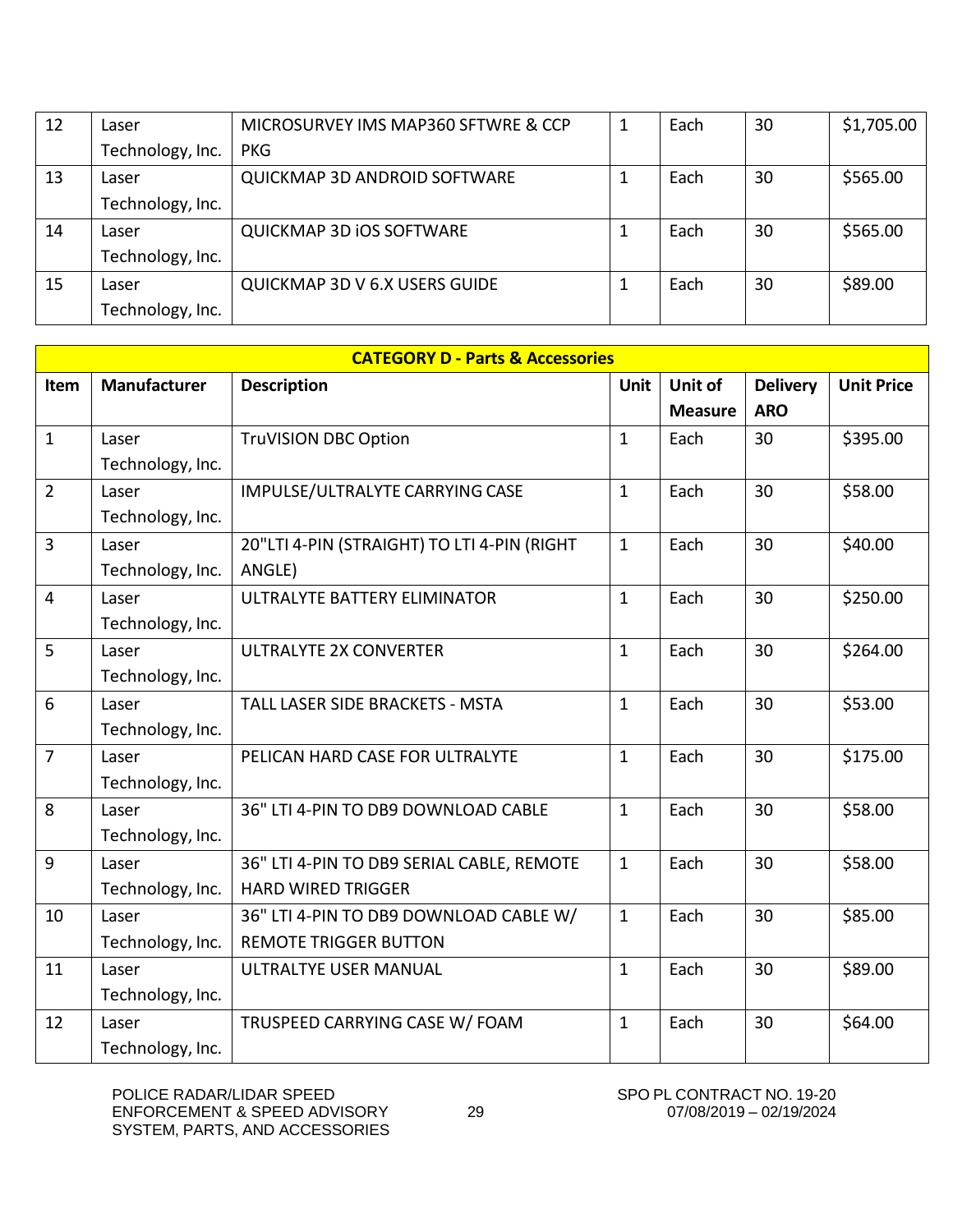| 12 | Laser Technology, Inc. | MICROSURVEY IMS MAP360 SFTWRE & CCP PKG | 1 | Each | 30 | $1,705.00 |
|---|---|---|---|---|---|---|
| 13 | Laser Technology, Inc. | QUICKMAP 3D ANDROID SOFTWARE | 1 | Each | 30 | $565.00 |
| 14 | Laser Technology, Inc. | QUICKMAP 3D iOS SOFTWARE | 1 | Each | 30 | $565.00 |
| 15 | Laser Technology, Inc. | QUICKMAP 3D V 6.X USERS GUIDE | 1 | Each | 30 | $89.00 |

**CATEGORY D - Parts & Accessories**

| Item | Manufacturer | Description | Unit | Unit of Measure | Delivery ARO | Unit Price |
|---|---|---|---|---|---|---|
| 1 | Laser Technology, Inc. | TruVISION DBC Option | 1 | Each | 30 | $395.00 |
| 2 | Laser Technology, Inc. | IMPULSE/ULTRALYTE CARRYING CASE | 1 | Each | 30 | $58.00 |
| 3 | Laser Technology, Inc. | 20"LTI 4-PIN (STRAIGHT) TO LTI 4-PIN (RIGHT ANGLE) | 1 | Each | 30 | $40.00 |
| 4 | Laser Technology, Inc. | ULTRALYTE BATTERY ELIMINATOR | 1 | Each | 30 | $250.00 |
| 5 | Laser Technology, Inc. | ULTRALYTE 2X CONVERTER | 1 | Each | 30 | $264.00 |
| 6 | Laser Technology, Inc. | TALL LASER SIDE BRACKETS - MSTA | 1 | Each | 30 | $53.00 |
| 7 | Laser Technology, Inc. | PELICAN HARD CASE FOR ULTRALYTE | 1 | Each | 30 | $175.00 |
| 8 | Laser Technology, Inc. | 36" LTI 4-PIN TO DB9 DOWNLOAD CABLE | 1 | Each | 30 | $58.00 |
| 9 | Laser Technology, Inc. | 36" LTI 4-PIN TO DB9 SERIAL CABLE, REMOTE HARD WIRED TRIGGER | 1 | Each | 30 | $58.00 |
| 10 | Laser Technology, Inc. | 36" LTI 4-PIN TO DB9 DOWNLOAD CABLE W/ REMOTE TRIGGER BUTTON | 1 | Each | 30 | $85.00 |
| 11 | Laser Technology, Inc. | ULTRALTYE USER MANUAL | 1 | Each | 30 | $89.00 |
| 12 | Laser Technology, Inc. | TRUSPEED CARRYING CASE W/ FOAM | 1 | Each | 30 | $64.00 |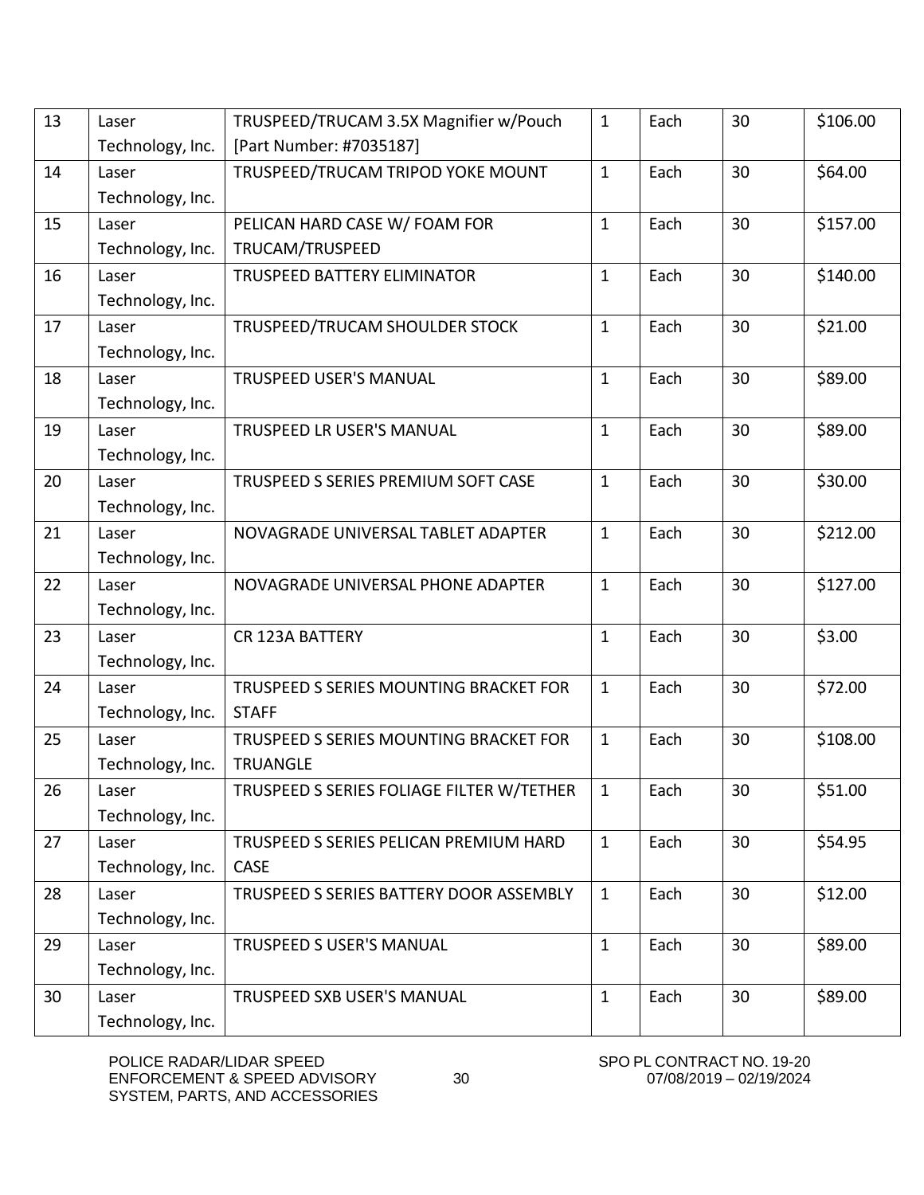| 13 | Laser Technology, Inc. | TRUSPEED/TRUCAM 3.5X Magnifier w/Pouch [Part Number: #7035187] | 1 | Each | 30 | $106.00 |
|---|---|---|---|---|---|---|
| 14 | Laser Technology, Inc. | TRUSPEED/TRUCAM TRIPOD YOKE MOUNT | 1 | Each | 30 | $64.00 |
| 15 | Laser Technology, Inc. | PELICAN HARD CASE W/ FOAM FOR TRUCAM/TRUSPEED | 1 | Each | 30 | $157.00 |
| 16 | Laser Technology, Inc. | TRUSPEED BATTERY ELIMINATOR | 1 | Each | 30 | $140.00 |
| 17 | Laser Technology, Inc. | TRUSPEED/TRUCAM SHOULDER STOCK | 1 | Each | 30 | $21.00 |
| 18 | Laser Technology, Inc. | TRUSPEED USER'S MANUAL | 1 | Each | 30 | $89.00 |
| 19 | Laser Technology, Inc. | TRUSPEED LR USER'S MANUAL | 1 | Each | 30 | $89.00 |
| 20 | Laser Technology, Inc. | TRUSPEED S SERIES PREMIUM SOFT CASE | 1 | Each | 30 | $30.00 |
| 21 | Laser Technology, Inc. | NOVAGRADE UNIVERSAL TABLET ADAPTER | 1 | Each | 30 | $212.00 |
| 22 | Laser Technology, Inc. | NOVAGRADE UNIVERSAL PHONE ADAPTER | 1 | Each | 30 | $127.00 |
| 23 | Laser Technology, Inc. | CR 123A BATTERY | 1 | Each | 30 | $3.00 |
| 24 | Laser Technology, Inc. | TRUSPEED S SERIES MOUNTING BRACKET FOR STAFF | 1 | Each | 30 | $72.00 |
| 25 | Laser Technology, Inc. | TRUSPEED S SERIES MOUNTING BRACKET FOR TRUANGLE | 1 | Each | 30 | $108.00 |
| 26 | Laser Technology, Inc. | TRUSPEED S SERIES FOLIAGE FILTER W/TETHER | 1 | Each | 30 | $51.00 |
| 27 | Laser Technology, Inc. | TRUSPEED S SERIES PELICAN PREMIUM HARD CASE | 1 | Each | 30 | $54.95 |
| 28 | Laser Technology, Inc. | TRUSPEED S SERIES BATTERY DOOR ASSEMBLY | 1 | Each | 30 | $12.00 |
| 29 | Laser Technology, Inc. | TRUSPEED S USER'S MANUAL | 1 | Each | 30 | $89.00 |
| 30 | Laser Technology, Inc. | TRUSPEED SXB USER'S MANUAL | 1 | Each | 30 | $89.00 |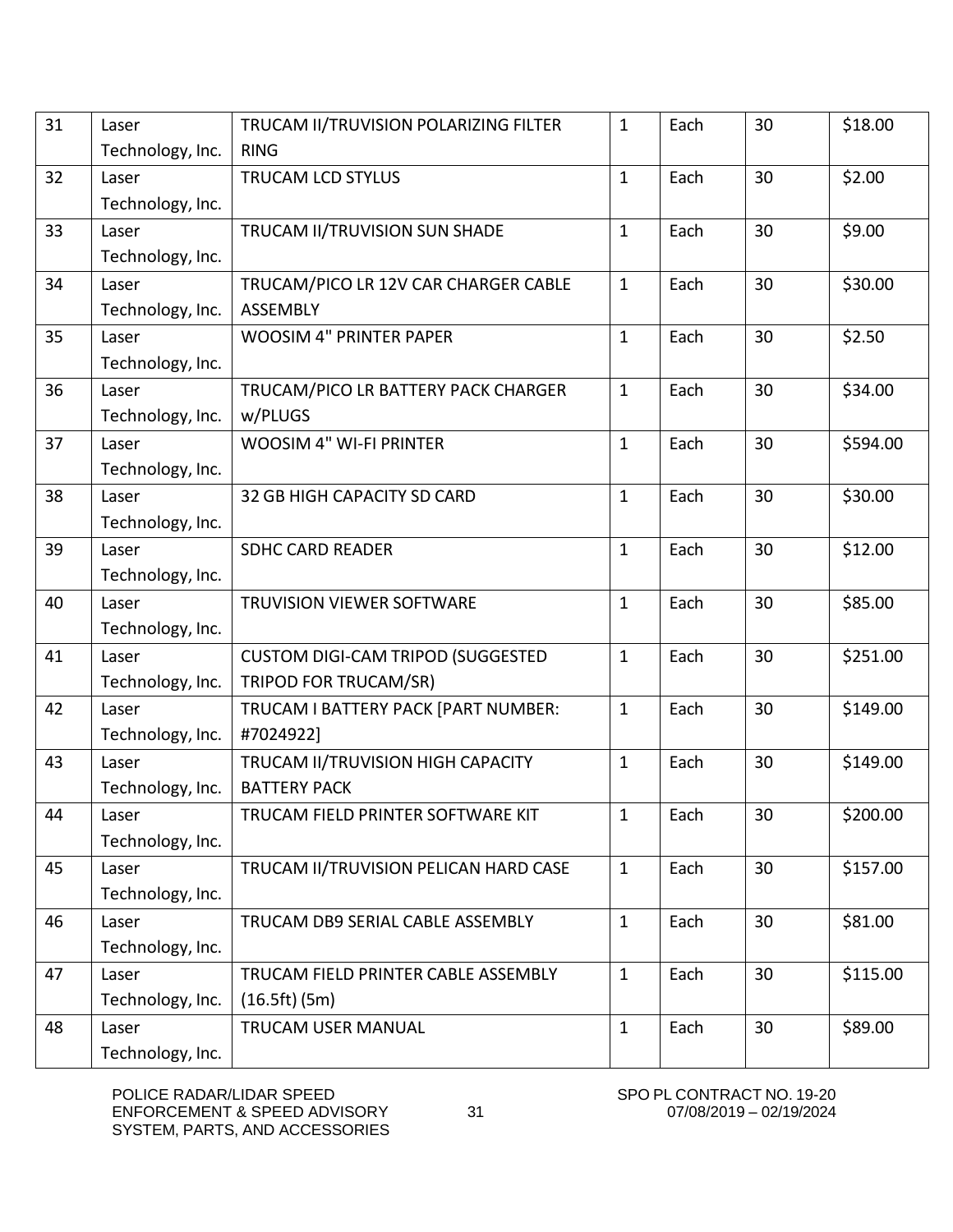| 31 | Laser Technology, Inc. | TRUCAM II/TRUVISION POLARIZING FILTER RING | 1 | Each | 30 | $18.00 |
|---|---|---|---|---|---|---|
| 32 | Laser Technology, Inc. | TRUCAM LCD STYLUS | 1 | Each | 30 | $2.00 |
| 33 | Laser Technology, Inc. | TRUCAM II/TRUVISION SUN SHADE | 1 | Each | 30 | $9.00 |
| 34 | Laser Technology, Inc. | TRUCAM/PICO LR 12V CAR CHARGER CABLE ASSEMBLY | 1 | Each | 30 | $30.00 |
| 35 | Laser Technology, Inc. | WOOSIM 4" PRINTER PAPER | 1 | Each | 30 | $2.50 |
| 36 | Laser Technology, Inc. | TRUCAM/PICO LR BATTERY PACK CHARGER w/PLUGS | 1 | Each | 30 | $34.00 |
| 37 | Laser Technology, Inc. | WOOSIM 4" WI-FI PRINTER | 1 | Each | 30 | $594.00 |
| 38 | Laser Technology, Inc. | 32 GB HIGH CAPACITY SD CARD | 1 | Each | 30 | $30.00 |
| 39 | Laser Technology, Inc. | SDHC CARD READER | 1 | Each | 30 | $12.00 |
| 40 | Laser Technology, Inc. | TRUVISION VIEWER SOFTWARE | 1 | Each | 30 | $85.00 |
| 41 | Laser Technology, Inc. | CUSTOM DIGI-CAM TRIPOD (SUGGESTED TRIPOD FOR TRUCAM/SR) | 1 | Each | 30 | $251.00 |
| 42 | Laser Technology, Inc. | TRUCAM I BATTERY PACK [PART NUMBER: #7024922] | 1 | Each | 30 | $149.00 |
| 43 | Laser Technology, Inc. | TRUCAM II/TRUVISION HIGH CAPACITY BATTERY PACK | 1 | Each | 30 | $149.00 |
| 44 | Laser Technology, Inc. | TRUCAM FIELD PRINTER SOFTWARE KIT | 1 | Each | 30 | $200.00 |
| 45 | Laser Technology, Inc. | TRUCAM II/TRUVISION PELICAN HARD CASE | 1 | Each | 30 | $157.00 |
| 46 | Laser Technology, Inc. | TRUCAM DB9 SERIAL CABLE ASSEMBLY | 1 | Each | 30 | $81.00 |
| 47 | Laser Technology, Inc. | TRUCAM FIELD PRINTER CABLE ASSEMBLY (16.5ft) (5m) | 1 | Each | 30 | $115.00 |
| 48 | Laser Technology, Inc. | TRUCAM USER MANUAL | 1 | Each | 30 | $89.00 |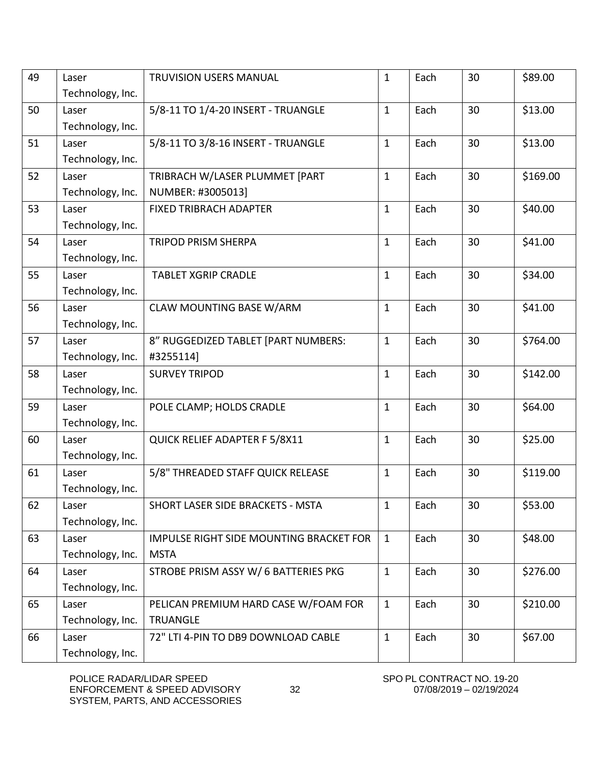| 49 | Laser Technology, Inc. | TRUVISION USERS MANUAL | 1 | Each | 30 | $89.00 |
|---|---|---|---|---|---|---|
| 50 | Laser Technology, Inc. | 5/8-11 TO 1/4-20 INSERT - TRUANGLE | 1 | Each | 30 | $13.00 |
| 51 | Laser Technology, Inc. | 5/8-11 TO 3/8-16 INSERT - TRUANGLE | 1 | Each | 30 | $13.00 |
| 52 | Laser Technology, Inc. | TRIBRACH W/LASER PLUMMET [PART NUMBER: #3005013] | 1 | Each | 30 | $169.00 |
| 53 | Laser Technology, Inc. | FIXED TRIBRACH ADAPTER | 1 | Each | 30 | $40.00 |
| 54 | Laser Technology, Inc. | TRIPOD PRISM SHERPA | 1 | Each | 30 | $41.00 |
| 55 | Laser Technology, Inc. | TABLET XGRIP CRADLE | 1 | Each | 30 | $34.00 |
| 56 | Laser Technology, Inc. | CLAW MOUNTING BASE W/ARM | 1 | Each | 30 | $41.00 |
| 57 | Laser Technology, Inc. | 8" RUGGEDIZED TABLET [PART NUMBERS: #3255114] | 1 | Each | 30 | $764.00 |
| 58 | Laser Technology, Inc. | SURVEY TRIPOD | 1 | Each | 30 | $142.00 |
| 59 | Laser Technology, Inc. | POLE CLAMP; HOLDS CRADLE | 1 | Each | 30 | $64.00 |
| 60 | Laser Technology, Inc. | QUICK RELIEF ADAPTER F 5/8X11 | 1 | Each | 30 | $25.00 |
| 61 | Laser Technology, Inc. | 5/8" THREADED STAFF QUICK RELEASE | 1 | Each | 30 | $119.00 |
| 62 | Laser Technology, Inc. | SHORT LASER SIDE BRACKETS - MSTA | 1 | Each | 30 | $53.00 |
| 63 | Laser Technology, Inc. | IMPULSE RIGHT SIDE MOUNTING BRACKET FOR MSTA | 1 | Each | 30 | $48.00 |
| 64 | Laser Technology, Inc. | STROBE PRISM ASSY W/ 6 BATTERIES PKG | 1 | Each | 30 | $276.00 |
| 65 | Laser Technology, Inc. | PELICAN PREMIUM HARD CASE W/FOAM FOR TRUANGLE | 1 | Each | 30 | $210.00 |
| 66 | Laser Technology, Inc. | 72" LTI 4-PIN TO DB9 DOWNLOAD CABLE | 1 | Each | 30 | $67.00 |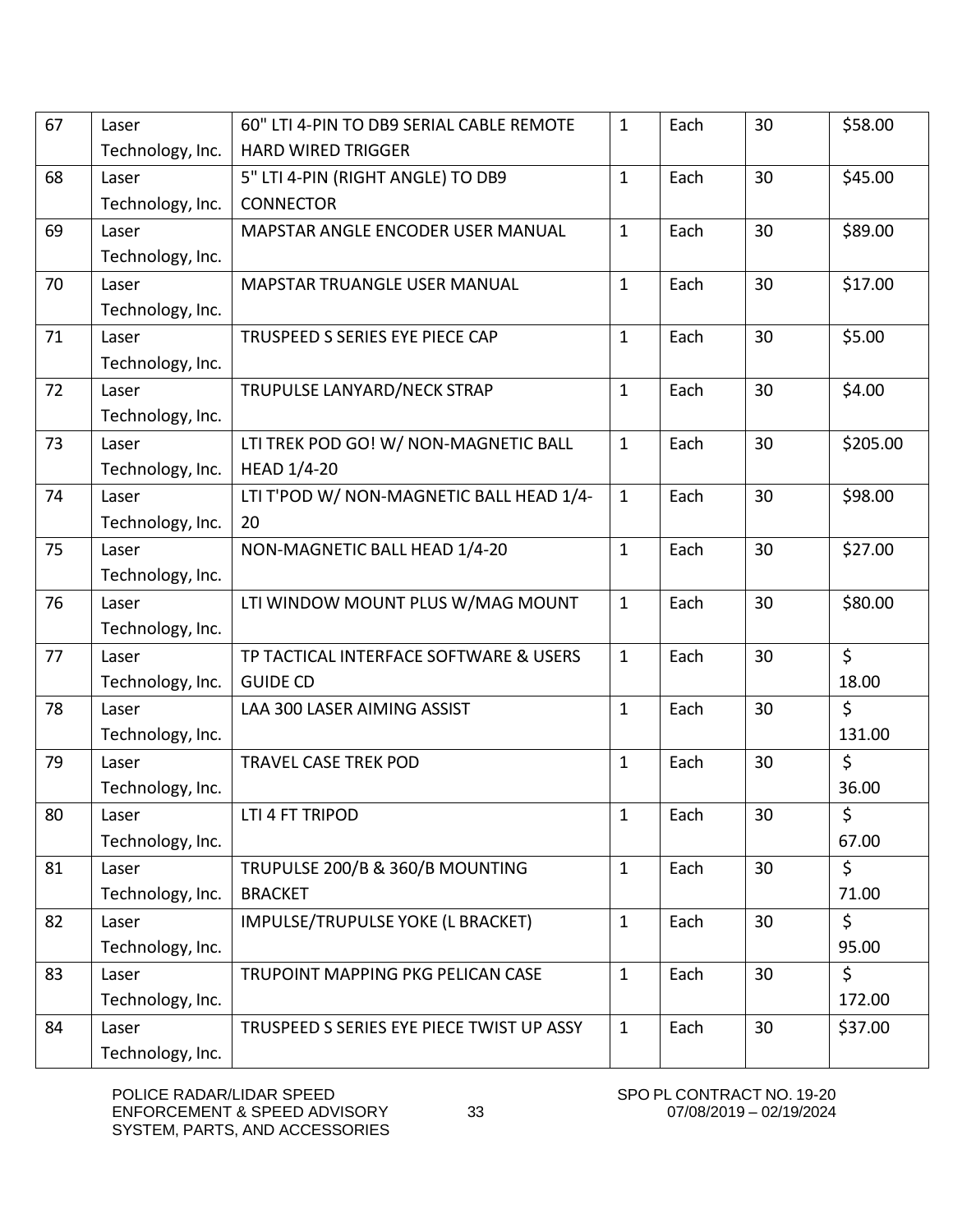| 67 | Laser Technology, Inc. | 60" LTI 4-PIN TO DB9 SERIAL CABLE REMOTE HARD WIRED TRIGGER | 1 | Each | 30 | $58.00 |
|---|---|---|---|---|---|---|
| 68 | Laser Technology, Inc. | 5" LTI 4-PIN (RIGHT ANGLE) TO DB9 CONNECTOR | 1 | Each | 30 | $45.00 |
| 69 | Laser Technology, Inc. | MAPSTAR ANGLE ENCODER USER MANUAL | 1 | Each | 30 | $89.00 |
| 70 | Laser Technology, Inc. | MAPSTAR TRUANGLE USER MANUAL | 1 | Each | 30 | $17.00 |
| 71 | Laser Technology, Inc. | TRUSPEED S SERIES EYE PIECE CAP | 1 | Each | 30 | $5.00 |
| 72 | Laser Technology, Inc. | TRUPULSE LANYARD/NECK STRAP | 1 | Each | 30 | $4.00 |
| 73 | Laser Technology, Inc. | LTI TREK POD GO! W/ NON-MAGNETIC BALL HEAD 1/4-20 | 1 | Each | 30 | $205.00 |
| 74 | Laser Technology, Inc. | LTI T'POD W/ NON-MAGNETIC BALL HEAD 1/4-20 | 1 | Each | 30 | $98.00 |
| 75 | Laser Technology, Inc. | NON-MAGNETIC BALL HEAD 1/4-20 | 1 | Each | 30 | $27.00 |
| 76 | Laser Technology, Inc. | LTI WINDOW MOUNT PLUS W/MAG MOUNT | 1 | Each | 30 | $80.00 |
| 77 | Laser Technology, Inc. | TP TACTICAL INTERFACE SOFTWARE & USERS GUIDE CD | 1 | Each | 30 | $ 18.00 |
| 78 | Laser Technology, Inc. | LAA 300 LASER AIMING ASSIST | 1 | Each | 30 | $ 131.00 |
| 79 | Laser Technology, Inc. | TRAVEL CASE TREK POD | 1 | Each | 30 | $ 36.00 |
| 80 | Laser Technology, Inc. | LTI 4 FT TRIPOD | 1 | Each | 30 | $ 67.00 |
| 81 | Laser Technology, Inc. | TRUPULSE 200/B & 360/B MOUNTING BRACKET | 1 | Each | 30 | $ 71.00 |
| 82 | Laser Technology, Inc. | IMPULSE/TRUPULSE YOKE (L BRACKET) | 1 | Each | 30 | $ 95.00 |
| 83 | Laser Technology, Inc. | TRUPOINT MAPPING PKG PELICAN CASE | 1 | Each | 30 | $ 172.00 |
| 84 | Laser Technology, Inc. | TRUSPEED S SERIES EYE PIECE TWIST UP ASSY | 1 | Each | 30 | $37.00 |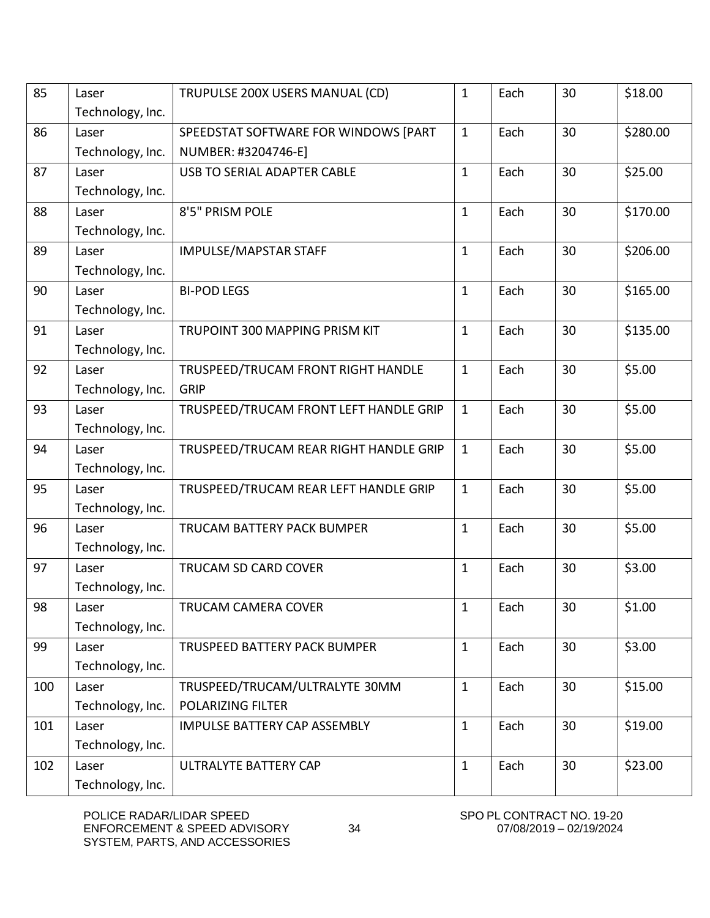| 85 | Laser Technology, Inc. | TRUPULSE 200X USERS MANUAL (CD) | 1 | Each | 30 | $18.00 |
|---|---|---|---|---|---|---|
| 86 | Laser Technology, Inc. | SPEEDSTAT SOFTWARE FOR WINDOWS [PART NUMBER: #3204746-E] | 1 | Each | 30 | $280.00 |
| 87 | Laser Technology, Inc. | USB TO SERIAL ADAPTER CABLE | 1 | Each | 30 | $25.00 |
| 88 | Laser Technology, Inc. | 8'5" PRISM POLE | 1 | Each | 30 | $170.00 |
| 89 | Laser Technology, Inc. | IMPULSE/MAPSTAR STAFF | 1 | Each | 30 | $206.00 |
| 90 | Laser Technology, Inc. | BI-POD LEGS | 1 | Each | 30 | $165.00 |
| 91 | Laser Technology, Inc. | TRUPOINT 300 MAPPING PRISM KIT | 1 | Each | 30 | $135.00 |
| 92 | Laser Technology, Inc. | TRUSPEED/TRUCAM FRONT RIGHT HANDLE GRIP | 1 | Each | 30 | $5.00 |
| 93 | Laser Technology, Inc. | TRUSPEED/TRUCAM FRONT LEFT HANDLE GRIP | 1 | Each | 30 | $5.00 |
| 94 | Laser Technology, Inc. | TRUSPEED/TRUCAM REAR RIGHT HANDLE GRIP | 1 | Each | 30 | $5.00 |
| 95 | Laser Technology, Inc. | TRUSPEED/TRUCAM REAR LEFT HANDLE GRIP | 1 | Each | 30 | $5.00 |
| 96 | Laser Technology, Inc. | TRUCAM BATTERY PACK BUMPER | 1 | Each | 30 | $5.00 |
| 97 | Laser Technology, Inc. | TRUCAM SD CARD COVER | 1 | Each | 30 | $3.00 |
| 98 | Laser Technology, Inc. | TRUCAM CAMERA COVER | 1 | Each | 30 | $1.00 |
| 99 | Laser Technology, Inc. | TRUSPEED BATTERY PACK BUMPER | 1 | Each | 30 | $3.00 |
| 100 | Laser Technology, Inc. | TRUSPEED/TRUCAM/ULTRALYTE 30MM POLARIZING FILTER | 1 | Each | 30 | $15.00 |
| 101 | Laser Technology, Inc. | IMPULSE BATTERY CAP ASSEMBLY | 1 | Each | 30 | $19.00 |
| 102 | Laser Technology, Inc. | ULTRALYTE BATTERY CAP | 1 | Each | 30 | $23.00 |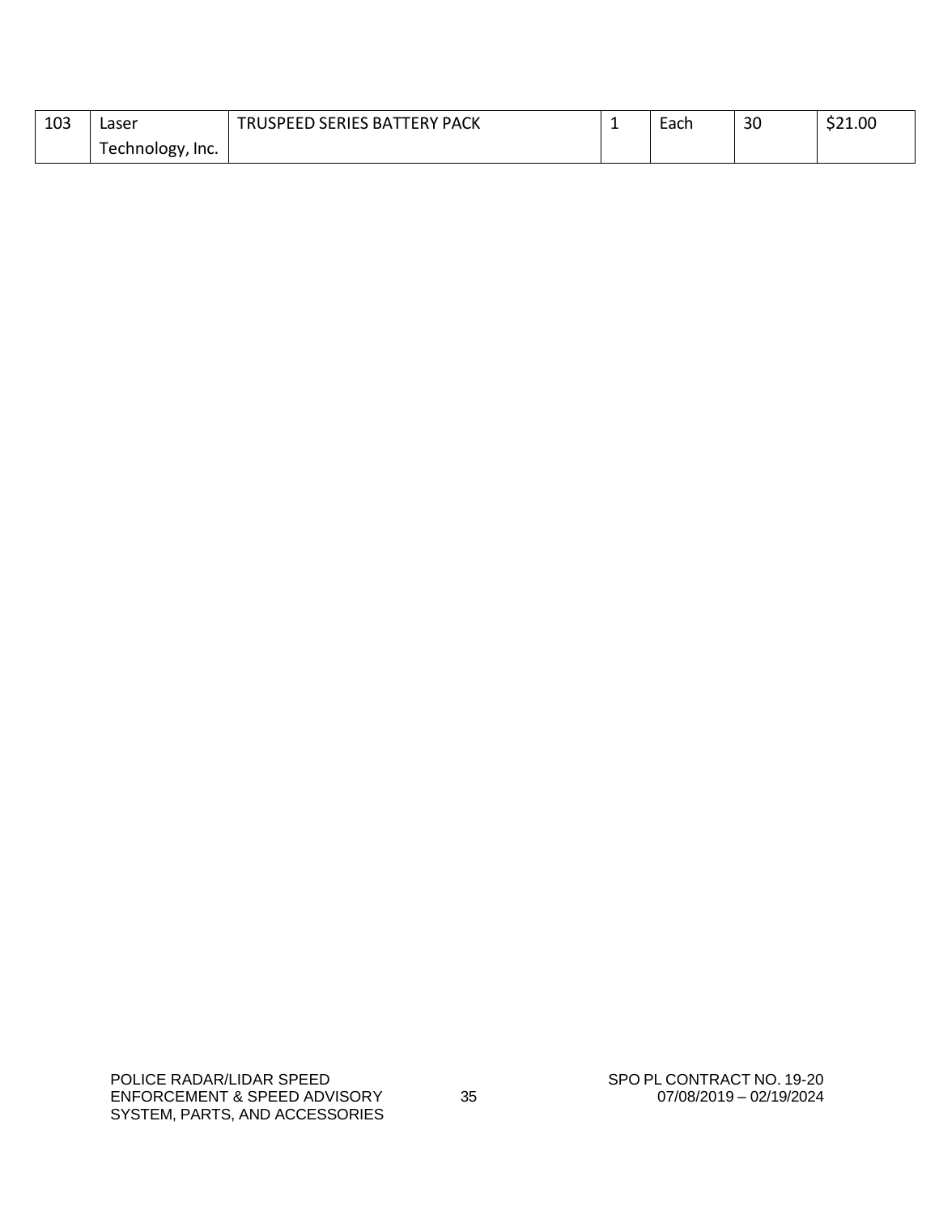| | | | | | | |
|---|---|---|---|---|---|---|
| 103 | Laser Technology, Inc. | TRUSPEED SERIES BATTERY PACK | 1 | Each | 30 | $21.00 |